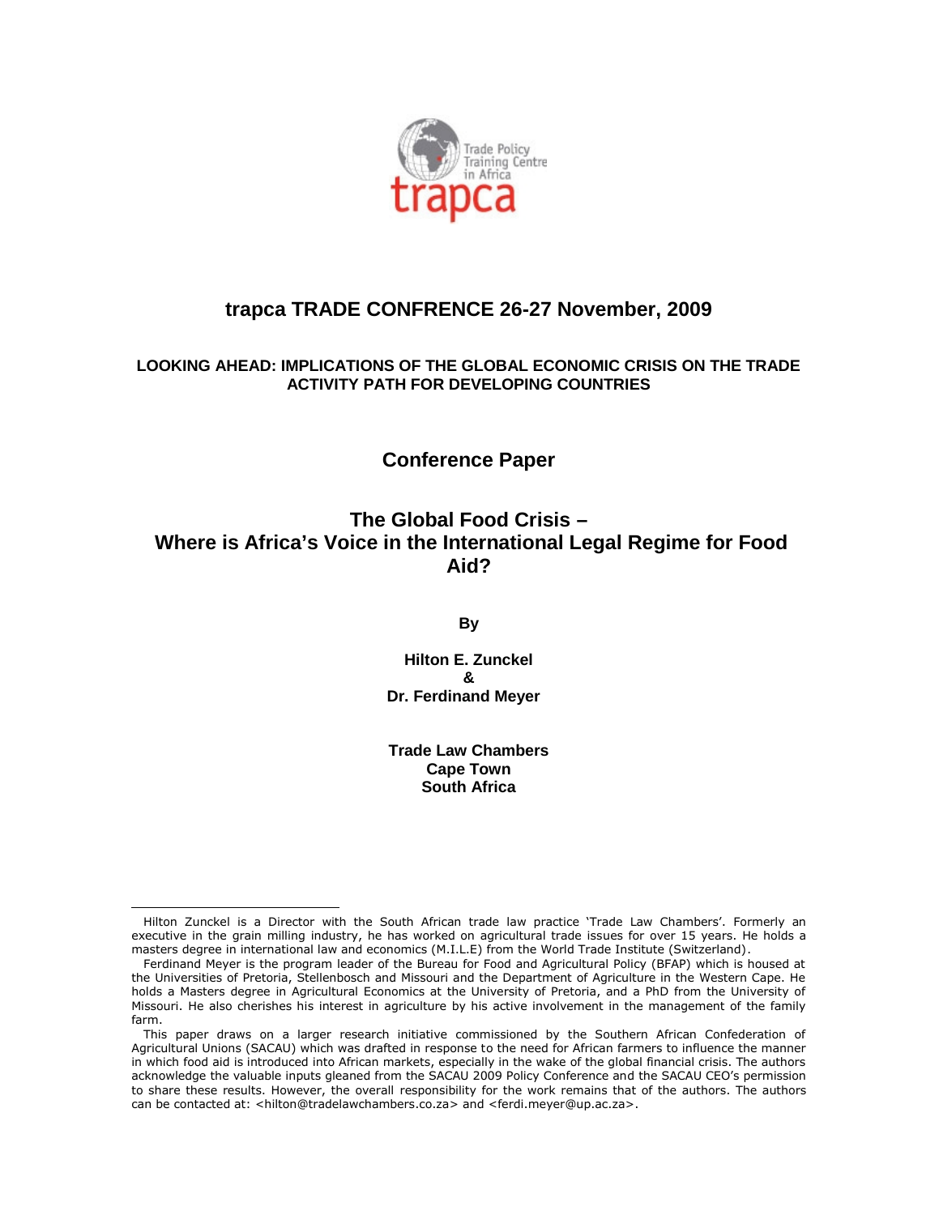Trade Policy Training Centre in Africa

trapca

# trapca TRADE CONFRENCE 26-27 November, 2009

**LOOKING AHEAD: IMPLICATIONS OF THE GLOBAL ECONOMIC CRISIS ON THE TRADE ACTIVITY PATH FOR DEVELOPING COUNTRIES**

## Conference Paper

# The Global Food Crisis – Where is Africa's Voice in the International Legal Regime for Food Aid?

**By**

**Hilton E. Zunckel**
**&**
**Dr. Ferdinand Meyer**

**Trade Law Chambers**
**Cape Town**
**South Africa**

---

Hilton Zunckel is a Director with the South African trade law practice 'Trade Law Chambers'. Formerly an executive in the grain milling industry, he has worked on agricultural trade issues for over 15 years. He holds a masters degree in international law and economics (M.I.L.E) from the World Trade Institute (Switzerland).

Ferdinand Meyer is the program leader of the Bureau for Food and Agricultural Policy (BFAP) which is housed at the Universities of Pretoria, Stellenbosch and Missouri and the Department of Agriculture in the Western Cape. He holds a Masters degree in Agricultural Economics at the University of Pretoria, and a PhD from the University of Missouri. He also cherishes his interest in agriculture by his active involvement in the management of the family farm.

This paper draws on a larger research initiative commissioned by the Southern African Confederation of Agricultural Unions (SACAU) which was drafted in response to the need for African farmers to influence the manner in which food aid is introduced into African markets, especially in the wake of the global financial crisis. The authors acknowledge the valuable inputs gleaned from the SACAU 2009 Policy Conference and the SACAU CEO's permission to share these results. However, the overall responsibility for the work remains that of the authors. The authors can be contacted at: <hilton@tradelawchambers.co.za> and <ferdi.meyer@up.ac.za>.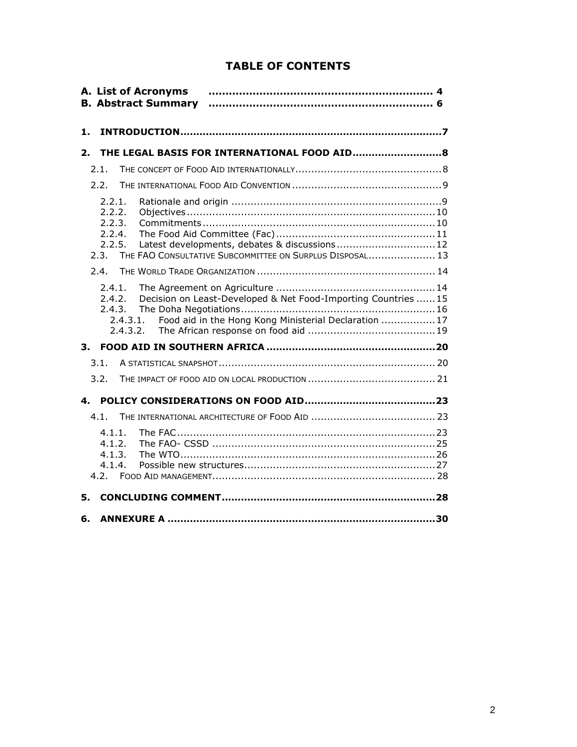# TABLE OF CONTENTS

**A. List of Acronyms** ........................................................ 4
**B. Abstract Summary** ........................................................ 6

**1. INTRODUCTION** ........................................................ 7

**2. THE LEGAL BASIS FOR INTERNATIONAL FOOD AID** ........................................................ 8

- 2.1. THE CONCEPT OF FOOD AID INTERNATIONALLY ........................................................ 8
- 2.2. THE INTERNATIONAL FOOD AID CONVENTION ........................................................ 9
  - 2.2.1. Rationale and origin ........................................................ 9
  - 2.2.2. Objectives ........................................................ 10
  - 2.2.3. Commitments ........................................................ 10
  - 2.2.4. The Food Aid Committee (Fac) ........................................................ 11
  - 2.2.5. Latest developments, debates & discussions ........................................................ 12
- 2.3. THE FAO CONSULTATIVE SUBCOMMITTEE ON SURPLUS DISPOSAL ........................................................ 13
- 2.4. THE WORLD TRADE ORGANIZATION ........................................................ 14
  - 2.4.1. The Agreement on Agriculture ........................................................ 14
  - 2.4.2. Decision on Least-Developed & Net Food-Importing Countries ........................................................ 15
  - 2.4.3. The Doha Negotiations ........................................................ 16
    - 2.4.3.1. Food aid in the Hong Kong Ministerial Declaration ........................................................ 17
    - 2.4.3.2. The African response on food aid ........................................................ 19

**3. FOOD AID IN SOUTHERN AFRICA** ........................................................ 20

- 3.1. A STATISTICAL SNAPSHOT ........................................................ 20
- 3.2. THE IMPACT OF FOOD AID ON LOCAL PRODUCTION ........................................................ 21

**4. POLICY CONSIDERATIONS ON FOOD AID** ........................................................ 23

- 4.1. THE INTERNATIONAL ARCHITECTURE OF FOOD AID ........................................................ 23
  - 4.1.1. The FAC ........................................................ 23
  - 4.1.2. The FAO- CSSD ........................................................ 25
  - 4.1.3. The WTO ........................................................ 26
  - 4.1.4. Possible new structures ........................................................ 27
- 4.2. FOOD AID MANAGEMENT ........................................................ 28

**5. CONCLUDING COMMENT** ........................................................ 28

**6. ANNEXURE A** ........................................................ 30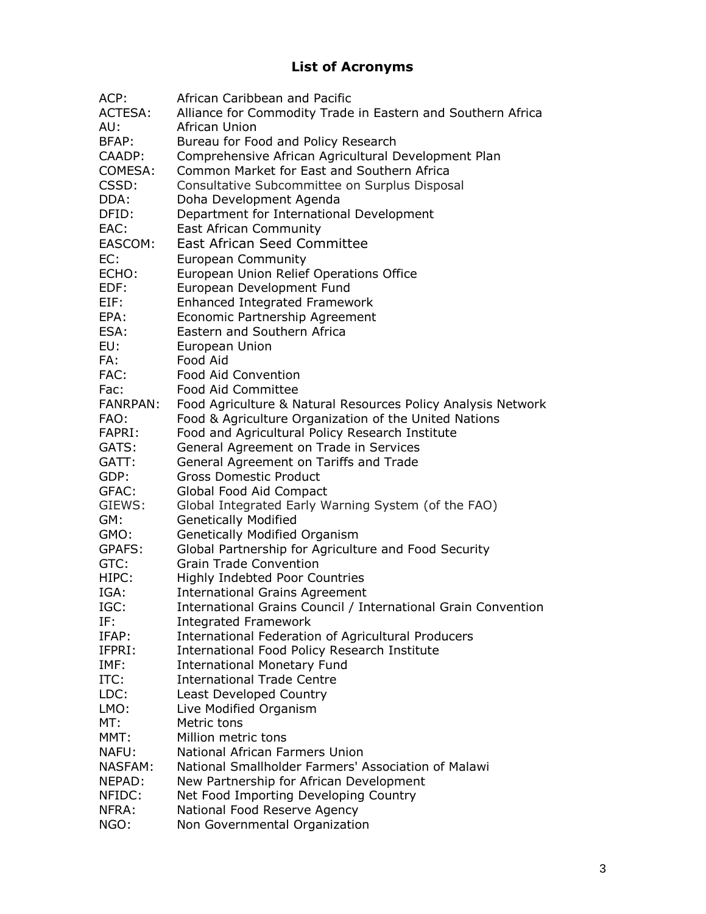## List of Acronyms

| | |
|---|---|
| ACP: | African Caribbean and Pacific |
| ACTESA: | Alliance for Commodity Trade in Eastern and Southern Africa |
| AU: | African Union |
| BFAP: | Bureau for Food and Policy Research |
| CAADP: | Comprehensive African Agricultural Development Plan |
| COMESA: | Common Market for East and Southern Africa |
| CSSD: | Consultative Subcommittee on Surplus Disposal |
| DDA: | Doha Development Agenda |
| DFID: | Department for International Development |
| EAC: | East African Community |
| EASCOM: | East African Seed Committee |
| EC: | European Community |
| ECHO: | European Union Relief Operations Office |
| EDF: | European Development Fund |
| EIF: | Enhanced Integrated Framework |
| EPA: | Economic Partnership Agreement |
| ESA: | Eastern and Southern Africa |
| EU: | European Union |
| FA: | Food Aid |
| FAC: | Food Aid Convention |
| Fac: | Food Aid Committee |
| FANRPAN: | Food Agriculture & Natural Resources Policy Analysis Network |
| FAO: | Food & Agriculture Organization of the United Nations |
| FAPRI: | Food and Agricultural Policy Research Institute |
| GATS: | General Agreement on Trade in Services |
| GATT: | General Agreement on Tariffs and Trade |
| GDP: | Gross Domestic Product |
| GFAC: | Global Food Aid Compact |
| GIEWS: | Global Integrated Early Warning System (of the FAO) |
| GM: | Genetically Modified |
| GMO: | Genetically Modified Organism |
| GPAFS: | Global Partnership for Agriculture and Food Security |
| GTC: | Grain Trade Convention |
| HIPC: | Highly Indebted Poor Countries |
| IGA: | International Grains Agreement |
| IGC: | International Grains Council / International Grain Convention |
| IF: | Integrated Framework |
| IFAP: | International Federation of Agricultural Producers |
| IFPRI: | International Food Policy Research Institute |
| IMF: | International Monetary Fund |
| ITC: | International Trade Centre |
| LDC: | Least Developed Country |
| LMO: | Live Modified Organism |
| MT: | Metric tons |
| MMT: | Million metric tons |
| NAFU: | National African Farmers Union |
| NASFAM: | National Smallholder Farmers' Association of Malawi |
| NEPAD: | New Partnership for African Development |
| NFIDC: | Net Food Importing Developing Country |
| NFRA: | National Food Reserve Agency |
| NGO: | Non Governmental Organization |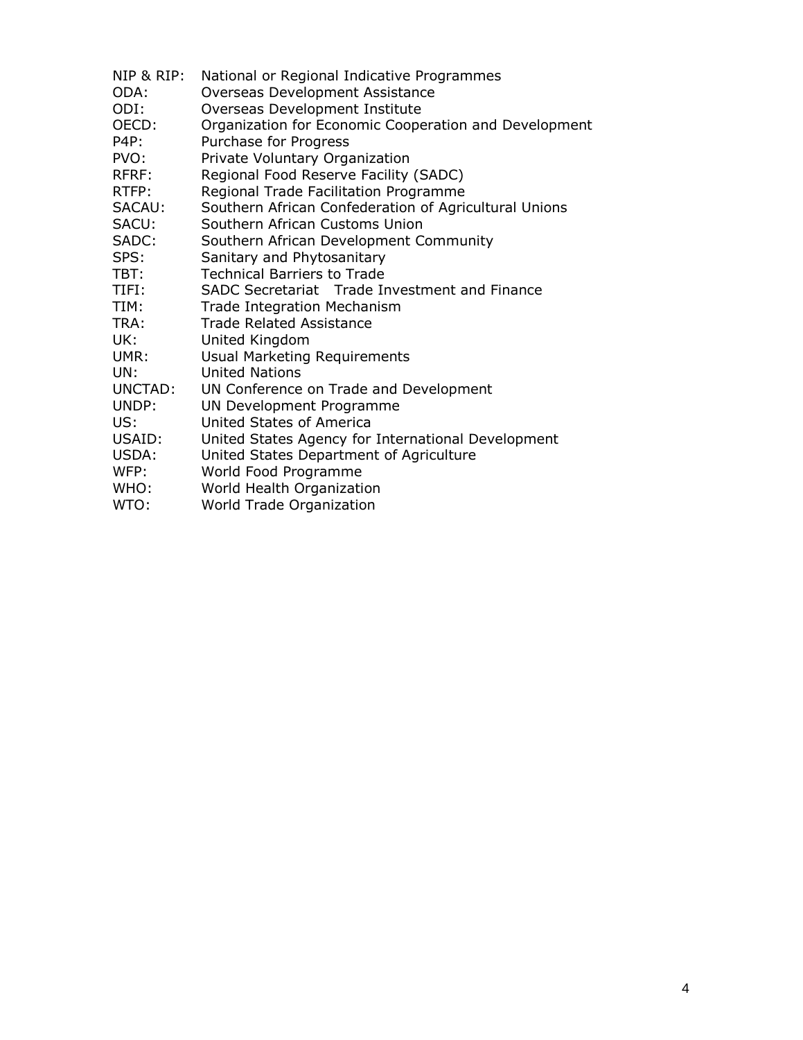NIP & RIP: National or Regional Indicative Programmes
ODA: Overseas Development Assistance
ODI: Overseas Development Institute
OECD: Organization for Economic Cooperation and Development
P4P: Purchase for Progress
PVO: Private Voluntary Organization
RFRF: Regional Food Reserve Facility (SADC)
RTFP: Regional Trade Facilitation Programme
SACAU: Southern African Confederation of Agricultural Unions
SACU: Southern African Customs Union
SADC: Southern African Development Community
SPS: Sanitary and Phytosanitary
TBT: Technical Barriers to Trade
TIFI: SADC Secretariat Trade Investment and Finance
TIM: Trade Integration Mechanism
TRA: Trade Related Assistance
UK: United Kingdom
UMR: Usual Marketing Requirements
UN: United Nations
UNCTAD: UN Conference on Trade and Development
UNDP: UN Development Programme
US: United States of America
USAID: United States Agency for International Development
USDA: United States Department of Agriculture
WFP: World Food Programme
WHO: World Health Organization
WTO: World Trade Organization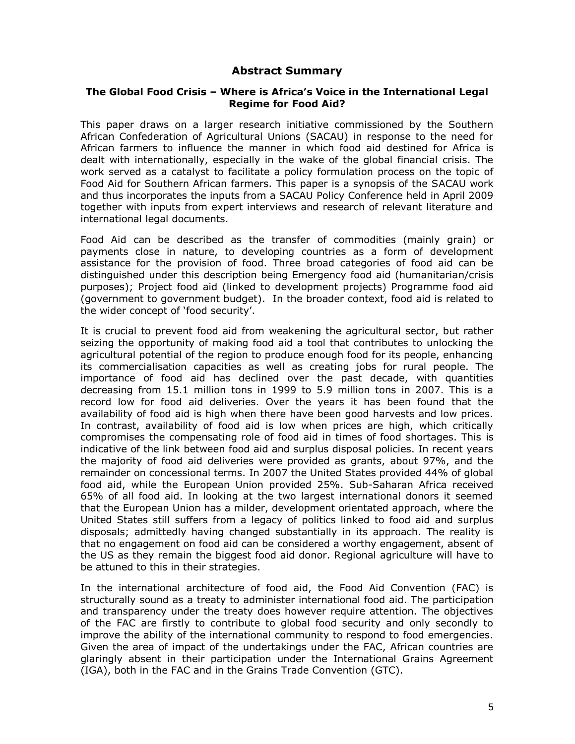## Abstract Summary

### The Global Food Crisis – Where is Africa's Voice in the International Legal Regime for Food Aid?

This paper draws on a larger research initiative commissioned by the Southern African Confederation of Agricultural Unions (SACAU) in response to the need for African farmers to influence the manner in which food aid destined for Africa is dealt with internationally, especially in the wake of the global financial crisis. The work served as a catalyst to facilitate a policy formulation process on the topic of Food Aid for Southern African farmers. This paper is a synopsis of the SACAU work and thus incorporates the inputs from a SACAU Policy Conference held in April 2009 together with inputs from expert interviews and research of relevant literature and international legal documents.

Food Aid can be described as the transfer of commodities (mainly grain) or payments close in nature, to developing countries as a form of development assistance for the provision of food. Three broad categories of food aid can be distinguished under this description being Emergency food aid (humanitarian/crisis purposes); Project food aid (linked to development projects) Programme food aid (government to government budget). In the broader context, food aid is related to the wider concept of 'food security'.

It is crucial to prevent food aid from weakening the agricultural sector, but rather seizing the opportunity of making food aid a tool that contributes to unlocking the agricultural potential of the region to produce enough food for its people, enhancing its commercialisation capacities as well as creating jobs for rural people. The importance of food aid has declined over the past decade, with quantities decreasing from 15.1 million tons in 1999 to 5.9 million tons in 2007. This is a record low for food aid deliveries. Over the years it has been found that the availability of food aid is high when there have been good harvests and low prices. In contrast, availability of food aid is low when prices are high, which critically compromises the compensating role of food aid in times of food shortages. This is indicative of the link between food aid and surplus disposal policies. In recent years the majority of food aid deliveries were provided as grants, about 97%, and the remainder on concessional terms. In 2007 the United States provided 44% of global food aid, while the European Union provided 25%. Sub-Saharan Africa received 65% of all food aid. In looking at the two largest international donors it seemed that the European Union has a milder, development orientated approach, where the United States still suffers from a legacy of politics linked to food aid and surplus disposals; admittedly having changed substantially in its approach. The reality is that no engagement on food aid can be considered a worthy engagement, absent of the US as they remain the biggest food aid donor. Regional agriculture will have to be attuned to this in their strategies.

In the international architecture of food aid, the Food Aid Convention (FAC) is structurally sound as a treaty to administer international food aid. The participation and transparency under the treaty does however require attention. The objectives of the FAC are firstly to contribute to global food security and only secondly to improve the ability of the international community to respond to food emergencies. Given the area of impact of the undertakings under the FAC, African countries are glaringly absent in their participation under the International Grains Agreement (IGA), both in the FAC and in the Grains Trade Convention (GTC).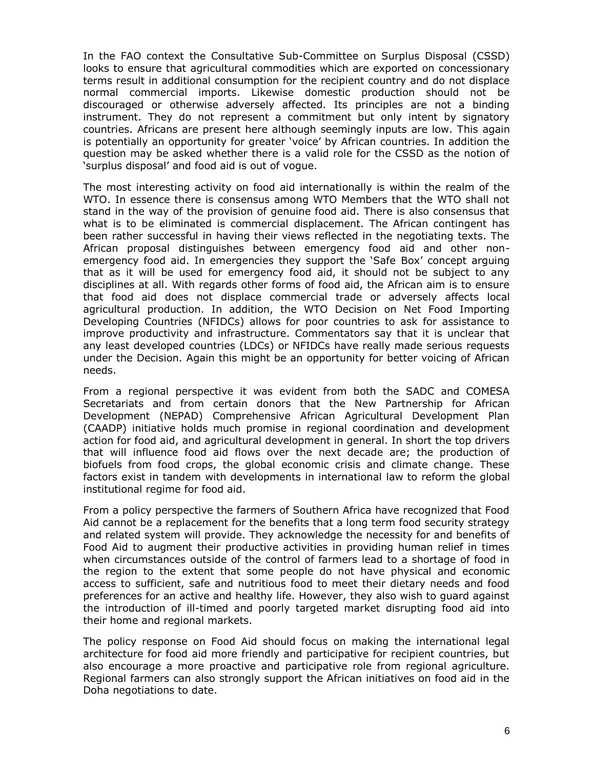In the FAO context the Consultative Sub-Committee on Surplus Disposal (CSSD) looks to ensure that agricultural commodities which are exported on concessionary terms result in additional consumption for the recipient country and do not displace normal commercial imports. Likewise domestic production should not be discouraged or otherwise adversely affected. Its principles are not a binding instrument. They do not represent a commitment but only intent by signatory countries. Africans are present here although seemingly inputs are low. This again is potentially an opportunity for greater 'voice' by African countries. In addition the question may be asked whether there is a valid role for the CSSD as the notion of 'surplus disposal' and food aid is out of vogue.

The most interesting activity on food aid internationally is within the realm of the WTO. In essence there is consensus among WTO Members that the WTO shall not stand in the way of the provision of genuine food aid. There is also consensus that what is to be eliminated is commercial displacement. The African contingent has been rather successful in having their views reflected in the negotiating texts. The African proposal distinguishes between emergency food aid and other non-emergency food aid. In emergencies they support the 'Safe Box' concept arguing that as it will be used for emergency food aid, it should not be subject to any disciplines at all. With regards other forms of food aid, the African aim is to ensure that food aid does not displace commercial trade or adversely affects local agricultural production. In addition, the WTO Decision on Net Food Importing Developing Countries (NFIDCs) allows for poor countries to ask for assistance to improve productivity and infrastructure. Commentators say that it is unclear that any least developed countries (LDCs) or NFIDCs have really made serious requests under the Decision. Again this might be an opportunity for better voicing of African needs.

From a regional perspective it was evident from both the SADC and COMESA Secretariats and from certain donors that the New Partnership for African Development (NEPAD) Comprehensive African Agricultural Development Plan (CAADP) initiative holds much promise in regional coordination and development action for food aid, and agricultural development in general. In short the top drivers that will influence food aid flows over the next decade are; the production of biofuels from food crops, the global economic crisis and climate change. These factors exist in tandem with developments in international law to reform the global institutional regime for food aid.

From a policy perspective the farmers of Southern Africa have recognized that Food Aid cannot be a replacement for the benefits that a long term food security strategy and related system will provide. They acknowledge the necessity for and benefits of Food Aid to augment their productive activities in providing human relief in times when circumstances outside of the control of farmers lead to a shortage of food in the region to the extent that some people do not have physical and economic access to sufficient, safe and nutritious food to meet their dietary needs and food preferences for an active and healthy life. However, they also wish to guard against the introduction of ill-timed and poorly targeted market disrupting food aid into their home and regional markets.

The policy response on Food Aid should focus on making the international legal architecture for food aid more friendly and participative for recipient countries, but also encourage a more proactive and participative role from regional agriculture. Regional farmers can also strongly support the African initiatives on food aid in the Doha negotiations to date.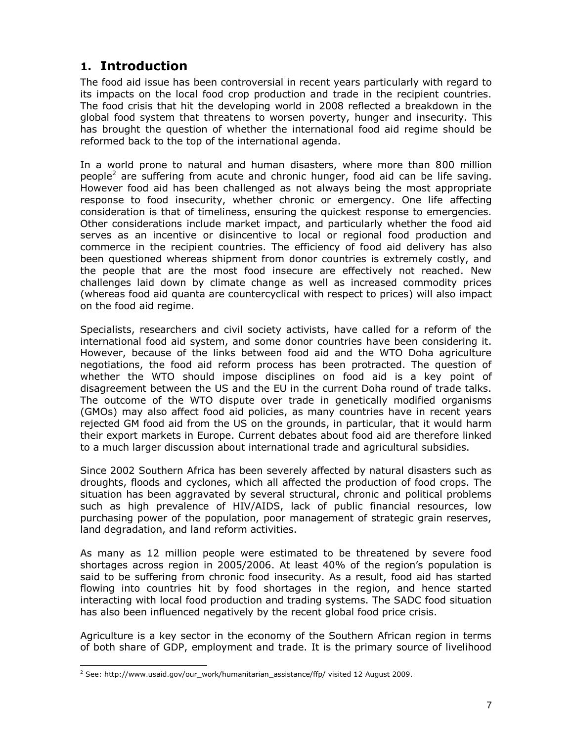# 1. Introduction

The food aid issue has been controversial in recent years particularly with regard to its impacts on the local food crop production and trade in the recipient countries. The food crisis that hit the developing world in 2008 reflected a breakdown in the global food system that threatens to worsen poverty, hunger and insecurity. This has brought the question of whether the international food aid regime should be reformed back to the top of the international agenda.

In a world prone to natural and human disasters, where more than 800 million people[2] are suffering from acute and chronic hunger, food aid can be life saving. However food aid has been challenged as not always being the most appropriate response to food insecurity, whether chronic or emergency. One life affecting consideration is that of timeliness, ensuring the quickest response to emergencies. Other considerations include market impact, and particularly whether the food aid serves as an incentive or disincentive to local or regional food production and commerce in the recipient countries. The efficiency of food aid delivery has also been questioned whereas shipment from donor countries is extremely costly, and the people that are the most food insecure are effectively not reached. New challenges laid down by climate change as well as increased commodity prices (whereas food aid quanta are countercyclical with respect to prices) will also impact on the food aid regime.

Specialists, researchers and civil society activists, have called for a reform of the international food aid system, and some donor countries have been considering it. However, because of the links between food aid and the WTO Doha agriculture negotiations, the food aid reform process has been protracted. The question of whether the WTO should impose disciplines on food aid is a key point of disagreement between the US and the EU in the current Doha round of trade talks. The outcome of the WTO dispute over trade in genetically modified organisms (GMOs) may also affect food aid policies, as many countries have in recent years rejected GM food aid from the US on the grounds, in particular, that it would harm their export markets in Europe. Current debates about food aid are therefore linked to a much larger discussion about international trade and agricultural subsidies.

Since 2002 Southern Africa has been severely affected by natural disasters such as droughts, floods and cyclones, which all affected the production of food crops. The situation has been aggravated by several structural, chronic and political problems such as high prevalence of HIV/AIDS, lack of public financial resources, low purchasing power of the population, poor management of strategic grain reserves, land degradation, and land reform activities.

As many as 12 million people were estimated to be threatened by severe food shortages across region in 2005/2006. At least 40% of the region's population is said to be suffering from chronic food insecurity. As a result, food aid has started flowing into countries hit by food shortages in the region, and hence started interacting with local food production and trading systems. The SADC food situation has also been influenced negatively by the recent global food price crisis.

Agriculture is a key sector in the economy of the Southern African region in terms of both share of GDP, employment and trade. It is the primary source of livelihood

[2] See: http://www.usaid.gov/our_work/humanitarian_assistance/ffp/ visited 12 August 2009.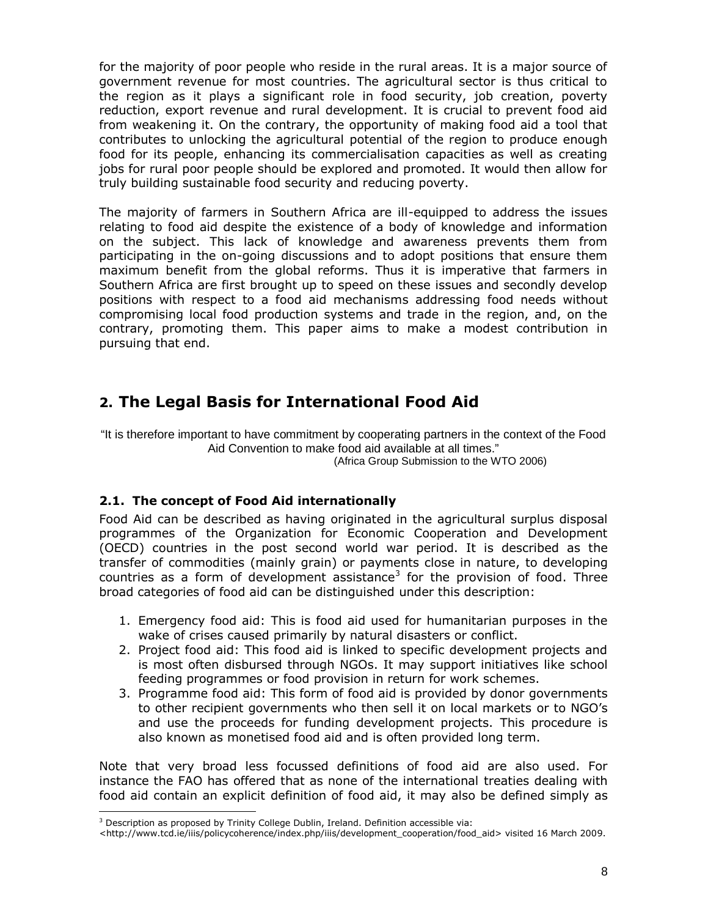for the majority of poor people who reside in the rural areas. It is a major source of government revenue for most countries. The agricultural sector is thus critical to the region as it plays a significant role in food security, job creation, poverty reduction, export revenue and rural development. It is crucial to prevent food aid from weakening it. On the contrary, the opportunity of making food aid a tool that contributes to unlocking the agricultural potential of the region to produce enough food for its people, enhancing its commercialisation capacities as well as creating jobs for rural poor people should be explored and promoted. It would then allow for truly building sustainable food security and reducing poverty.

The majority of farmers in Southern Africa are ill-equipped to address the issues relating to food aid despite the existence of a body of knowledge and information on the subject. This lack of knowledge and awareness prevents them from participating in the on-going discussions and to adopt positions that ensure them maximum benefit from the global reforms. Thus it is imperative that farmers in Southern Africa are first brought up to speed on these issues and secondly develop positions with respect to a food aid mechanisms addressing food needs without compromising local food production systems and trade in the region, and, on the contrary, promoting them. This paper aims to make a modest contribution in pursuing that end.

## 2. The Legal Basis for International Food Aid

"It is therefore important to have commitment by cooperating partners in the context of the Food Aid Convention to make food aid available at all times."
(Africa Group Submission to the WTO 2006)

### 2.1. The concept of Food Aid internationally

Food Aid can be described as having originated in the agricultural surplus disposal programmes of the Organization for Economic Cooperation and Development (OECD) countries in the post second world war period. It is described as the transfer of commodities (mainly grain) or payments close in nature, to developing countries as a form of development assistance[3] for the provision of food. Three broad categories of food aid can be distinguished under this description:

1. Emergency food aid: This is food aid used for humanitarian purposes in the wake of crises caused primarily by natural disasters or conflict.
2. Project food aid: This food aid is linked to specific development projects and is most often disbursed through NGOs. It may support initiatives like school feeding programmes or food provision in return for work schemes.
3. Programme food aid: This form of food aid is provided by donor governments to other recipient governments who then sell it on local markets or to NGO's and use the proceeds for funding development projects. This procedure is also known as monetised food aid and is often provided long term.

Note that very broad less focussed definitions of food aid are also used. For instance the FAO has offered that as none of the international treaties dealing with food aid contain an explicit definition of food aid, it may also be defined simply as

[3] Description as proposed by Trinity College Dublin, Ireland. Definition accessible via: <http://www.tcd.ie/iiis/policycoherence/index.php/iiis/development_cooperation/food_aid> visited 16 March 2009.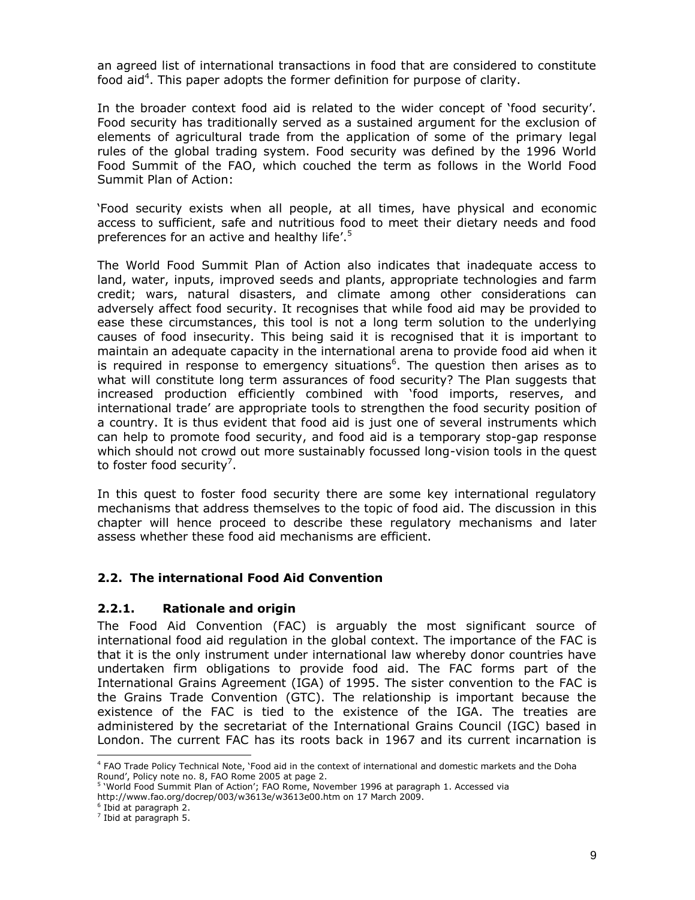an agreed list of international transactions in food that are considered to constitute food aid[4]. This paper adopts the former definition for purpose of clarity.

In the broader context food aid is related to the wider concept of 'food security'. Food security has traditionally served as a sustained argument for the exclusion of elements of agricultural trade from the application of some of the primary legal rules of the global trading system. Food security was defined by the 1996 World Food Summit of the FAO, which couched the term as follows in the World Food Summit Plan of Action:

'Food security exists when all people, at all times, have physical and economic access to sufficient, safe and nutritious food to meet their dietary needs and food preferences for an active and healthy life'.[5]

The World Food Summit Plan of Action also indicates that inadequate access to land, water, inputs, improved seeds and plants, appropriate technologies and farm credit; wars, natural disasters, and climate among other considerations can adversely affect food security. It recognises that while food aid may be provided to ease these circumstances, this tool is not a long term solution to the underlying causes of food insecurity. This being said it is recognised that it is important to maintain an adequate capacity in the international arena to provide food aid when it is required in response to emergency situations[6]. The question then arises as to what will constitute long term assurances of food security? The Plan suggests that increased production efficiently combined with 'food imports, reserves, and international trade' are appropriate tools to strengthen the food security position of a country. It is thus evident that food aid is just one of several instruments which can help to promote food security, and food aid is a temporary stop-gap response which should not crowd out more sustainably focussed long-vision tools in the quest to foster food security[7].

In this quest to foster food security there are some key international regulatory mechanisms that address themselves to the topic of food aid. The discussion in this chapter will hence proceed to describe these regulatory mechanisms and later assess whether these food aid mechanisms are efficient.

## 2.2. The international Food Aid Convention

### 2.2.1. Rationale and origin

The Food Aid Convention (FAC) is arguably the most significant source of international food aid regulation in the global context. The importance of the FAC is that it is the only instrument under international law whereby donor countries have undertaken firm obligations to provide food aid. The FAC forms part of the International Grains Agreement (IGA) of 1995. The sister convention to the FAC is the Grains Trade Convention (GTC). The relationship is important because the existence of the FAC is tied to the existence of the IGA. The treaties are administered by the secretariat of the International Grains Council (IGC) based in London. The current FAC has its roots back in 1967 and its current incarnation is

---

[4] FAO Trade Policy Technical Note, 'Food aid in the context of international and domestic markets and the Doha Round', Policy note no. 8, FAO Rome 2005 at page 2.

[5] 'World Food Summit Plan of Action'; FAO Rome, November 1996 at paragraph 1. Accessed via http://www.fao.org/docrep/003/w3613e/w3613e00.htm on 17 March 2009.

[6] Ibid at paragraph 2.

[7] Ibid at paragraph 5.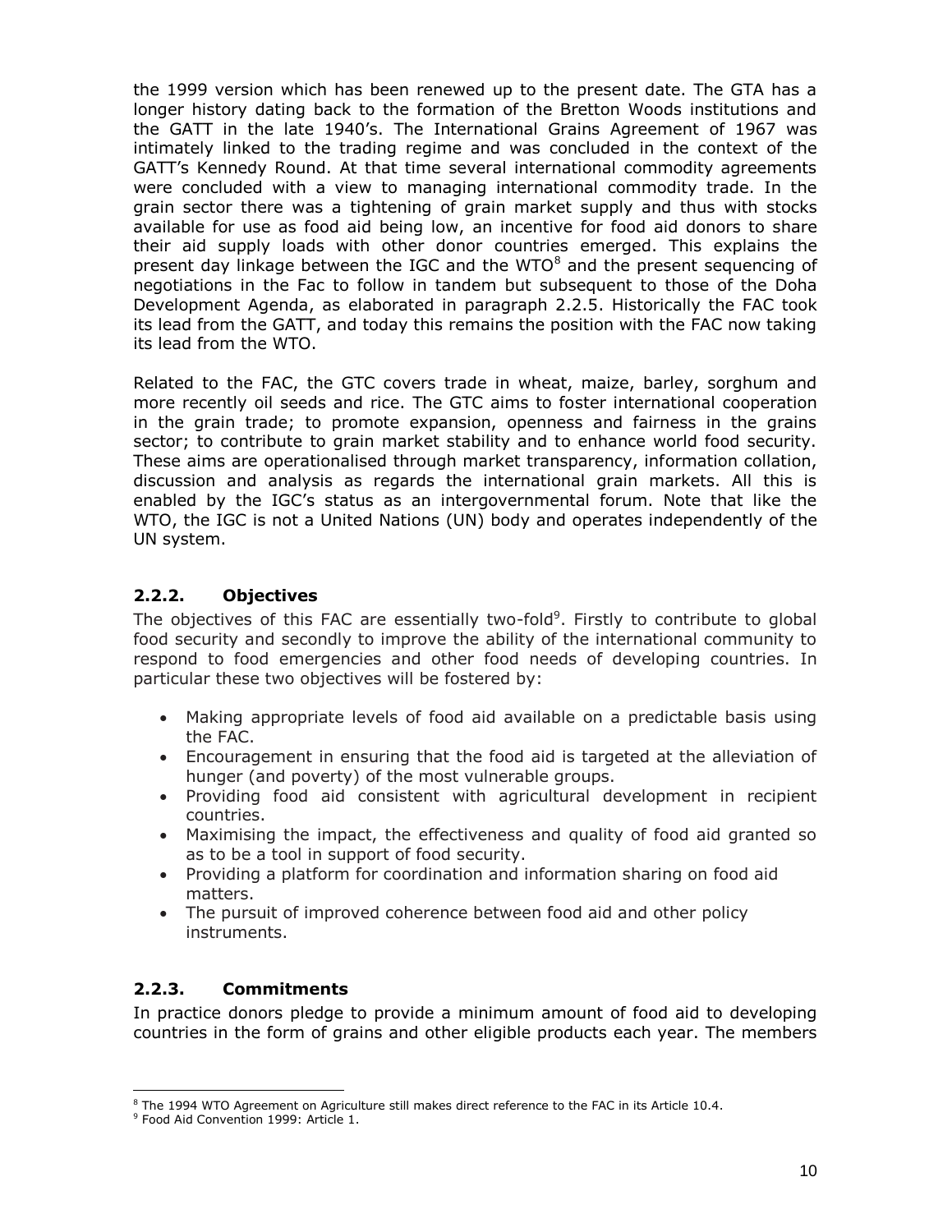the 1999 version which has been renewed up to the present date. The GTA has a longer history dating back to the formation of the Bretton Woods institutions and the GATT in the late 1940's. The International Grains Agreement of 1967 was intimately linked to the trading regime and was concluded in the context of the GATT's Kennedy Round. At that time several international commodity agreements were concluded with a view to managing international commodity trade. In the grain sector there was a tightening of grain market supply and thus with stocks available for use as food aid being low, an incentive for food aid donors to share their aid supply loads with other donor countries emerged. This explains the present day linkage between the IGC and the WTO[8] and the present sequencing of negotiations in the Fac to follow in tandem but subsequent to those of the Doha Development Agenda, as elaborated in paragraph 2.2.5. Historically the FAC took its lead from the GATT, and today this remains the position with the FAC now taking its lead from the WTO.

Related to the FAC, the GTC covers trade in wheat, maize, barley, sorghum and more recently oil seeds and rice. The GTC aims to foster international cooperation in the grain trade; to promote expansion, openness and fairness in the grains sector; to contribute to grain market stability and to enhance world food security. These aims are operationalised through market transparency, information collation, discussion and analysis as regards the international grain markets. All this is enabled by the IGC's status as an intergovernmental forum. Note that like the WTO, the IGC is not a United Nations (UN) body and operates independently of the UN system.

### 2.2.2. Objectives

The objectives of this FAC are essentially two-fold[9]. Firstly to contribute to global food security and secondly to improve the ability of the international community to respond to food emergencies and other food needs of developing countries. In particular these two objectives will be fostered by:

- Making appropriate levels of food aid available on a predictable basis using the FAC.
- Encouragement in ensuring that the food aid is targeted at the alleviation of hunger (and poverty) of the most vulnerable groups.
- Providing food aid consistent with agricultural development in recipient countries.
- Maximising the impact, the effectiveness and quality of food aid granted so as to be a tool in support of food security.
- Providing a platform for coordination and information sharing on food aid matters.
- The pursuit of improved coherence between food aid and other policy instruments.

### 2.2.3. Commitments

In practice donors pledge to provide a minimum amount of food aid to developing countries in the form of grains and other eligible products each year. The members

[8] The 1994 WTO Agreement on Agriculture still makes direct reference to the FAC in its Article 10.4.

[9] Food Aid Convention 1999: Article 1.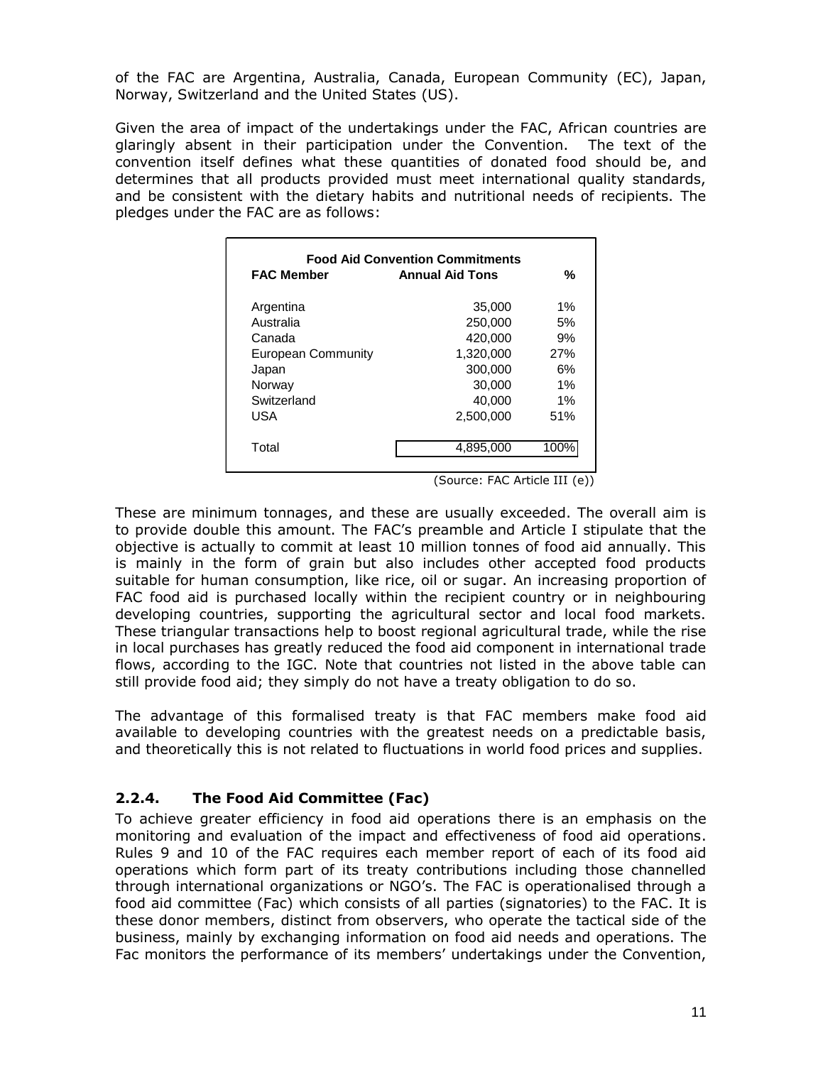of the FAC are Argentina, Australia, Canada, European Community (EC), Japan, Norway, Switzerland and the United States (US).

Given the area of impact of the undertakings under the FAC, African countries are glaringly absent in their participation under the Convention. The text of the convention itself defines what these quantities of donated food should be, and determines that all products provided must meet international quality standards, and be consistent with the dietary habits and nutritional needs of recipients. The pledges under the FAC are as follows:

**Food Aid Convention Commitments**

| FAC Member | Annual Aid Tons | % |
|---|---|---|
| Argentina | 35,000 | 1% |
| Australia | 250,000 | 5% |
| Canada | 420,000 | 9% |
| European Community | 1,320,000 | 27% |
| Japan | 300,000 | 6% |
| Norway | 30,000 | 1% |
| Switzerland | 40,000 | 1% |
| USA | 2,500,000 | 51% |
| Total | 4,895,000 | 100% |

(Source: FAC Article III (e))

These are minimum tonnages, and these are usually exceeded. The overall aim is to provide double this amount. The FAC's preamble and Article I stipulate that the objective is actually to commit at least 10 million tonnes of food aid annually. This is mainly in the form of grain but also includes other accepted food products suitable for human consumption, like rice, oil or sugar. An increasing proportion of FAC food aid is purchased locally within the recipient country or in neighbouring developing countries, supporting the agricultural sector and local food markets. These triangular transactions help to boost regional agricultural trade, while the rise in local purchases has greatly reduced the food aid component in international trade flows, according to the IGC. Note that countries not listed in the above table can still provide food aid; they simply do not have a treaty obligation to do so.

The advantage of this formalised treaty is that FAC members make food aid available to developing countries with the greatest needs on a predictable basis, and theoretically this is not related to fluctuations in world food prices and supplies.

### 2.2.4. The Food Aid Committee (Fac)

To achieve greater efficiency in food aid operations there is an emphasis on the monitoring and evaluation of the impact and effectiveness of food aid operations. Rules 9 and 10 of the FAC requires each member report of each of its food aid operations which form part of its treaty contributions including those channelled through international organizations or NGO's. The FAC is operationalised through a food aid committee (Fac) which consists of all parties (signatories) to the FAC. It is these donor members, distinct from observers, who operate the tactical side of the business, mainly by exchanging information on food aid needs and operations. The Fac monitors the performance of its members' undertakings under the Convention,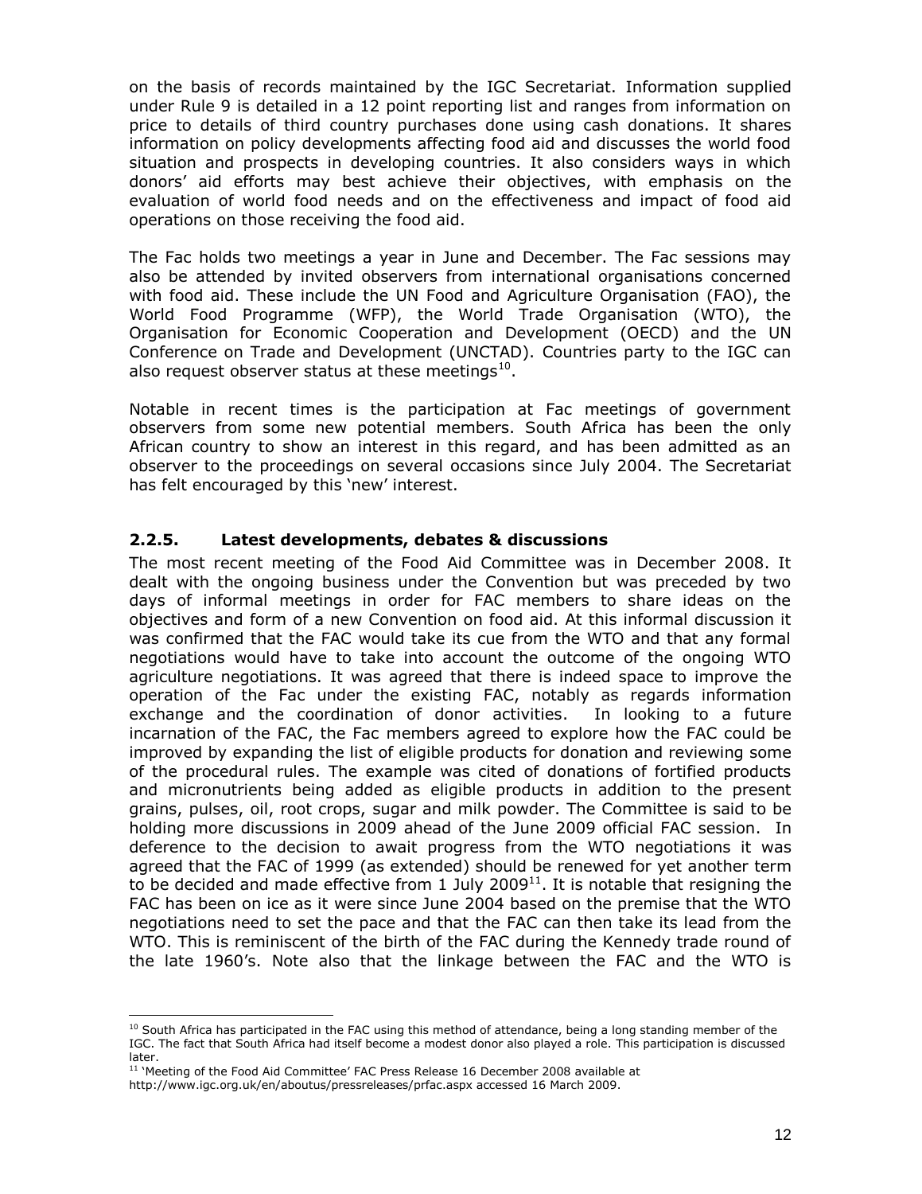on the basis of records maintained by the IGC Secretariat. Information supplied under Rule 9 is detailed in a 12 point reporting list and ranges from information on price to details of third country purchases done using cash donations. It shares information on policy developments affecting food aid and discusses the world food situation and prospects in developing countries. It also considers ways in which donors' aid efforts may best achieve their objectives, with emphasis on the evaluation of world food needs and on the effectiveness and impact of food aid operations on those receiving the food aid.

The Fac holds two meetings a year in June and December. The Fac sessions may also be attended by invited observers from international organisations concerned with food aid. These include the UN Food and Agriculture Organisation (FAO), the World Food Programme (WFP), the World Trade Organisation (WTO), the Organisation for Economic Cooperation and Development (OECD) and the UN Conference on Trade and Development (UNCTAD). Countries party to the IGC can also request observer status at these meetings[10].

Notable in recent times is the participation at Fac meetings of government observers from some new potential members. South Africa has been the only African country to show an interest in this regard, and has been admitted as an observer to the proceedings on several occasions since July 2004. The Secretariat has felt encouraged by this 'new' interest.

### 2.2.5. Latest developments, debates & discussions

The most recent meeting of the Food Aid Committee was in December 2008. It dealt with the ongoing business under the Convention but was preceded by two days of informal meetings in order for FAC members to share ideas on the objectives and form of a new Convention on food aid. At this informal discussion it was confirmed that the FAC would take its cue from the WTO and that any formal negotiations would have to take into account the outcome of the ongoing WTO agriculture negotiations. It was agreed that there is indeed space to improve the operation of the Fac under the existing FAC, notably as regards information exchange and the coordination of donor activities. In looking to a future incarnation of the FAC, the Fac members agreed to explore how the FAC could be improved by expanding the list of eligible products for donation and reviewing some of the procedural rules. The example was cited of donations of fortified products and micronutrients being added as eligible products in addition to the present grains, pulses, oil, root crops, sugar and milk powder. The Committee is said to be holding more discussions in 2009 ahead of the June 2009 official FAC session. In deference to the decision to await progress from the WTO negotiations it was agreed that the FAC of 1999 (as extended) should be renewed for yet another term to be decided and made effective from 1 July 2009[11]. It is notable that resigning the FAC has been on ice as it were since June 2004 based on the premise that the WTO negotiations need to set the pace and that the FAC can then take its lead from the WTO. This is reminiscent of the birth of the FAC during the Kennedy trade round of the late 1960's. Note also that the linkage between the FAC and the WTO is

---

[10] South Africa has participated in the FAC using this method of attendance, being a long standing member of the IGC. The fact that South Africa had itself become a modest donor also played a role. This participation is discussed later.

[11] 'Meeting of the Food Aid Committee' FAC Press Release 16 December 2008 available at http://www.igc.org.uk/en/aboutus/pressreleases/prfac.aspx accessed 16 March 2009.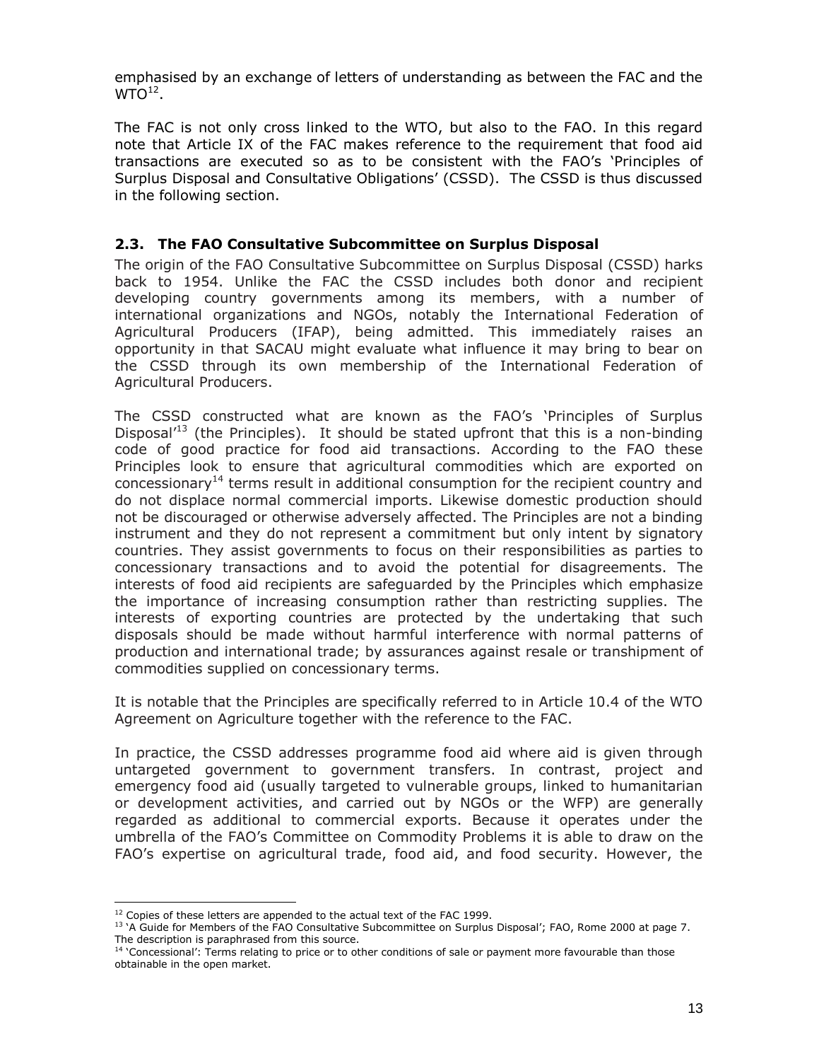emphasised by an exchange of letters of understanding as between the FAC and the WTO[12].

The FAC is not only cross linked to the WTO, but also to the FAO. In this regard note that Article IX of the FAC makes reference to the requirement that food aid transactions are executed so as to be consistent with the FAO's 'Principles of Surplus Disposal and Consultative Obligations' (CSSD). The CSSD is thus discussed in the following section.

### 2.3. The FAO Consultative Subcommittee on Surplus Disposal

The origin of the FAO Consultative Subcommittee on Surplus Disposal (CSSD) harks back to 1954. Unlike the FAC the CSSD includes both donor and recipient developing country governments among its members, with a number of international organizations and NGOs, notably the International Federation of Agricultural Producers (IFAP), being admitted. This immediately raises an opportunity in that SACAU might evaluate what influence it may bring to bear on the CSSD through its own membership of the International Federation of Agricultural Producers.

The CSSD constructed what are known as the FAO's 'Principles of Surplus Disposal'[13] (the Principles). It should be stated upfront that this is a non-binding code of good practice for food aid transactions. According to the FAO these Principles look to ensure that agricultural commodities which are exported on concessionary[14] terms result in additional consumption for the recipient country and do not displace normal commercial imports. Likewise domestic production should not be discouraged or otherwise adversely affected. The Principles are not a binding instrument and they do not represent a commitment but only intent by signatory countries. They assist governments to focus on their responsibilities as parties to concessionary transactions and to avoid the potential for disagreements. The interests of food aid recipients are safeguarded by the Principles which emphasize the importance of increasing consumption rather than restricting supplies. The interests of exporting countries are protected by the undertaking that such disposals should be made without harmful interference with normal patterns of production and international trade; by assurances against resale or transhipment of commodities supplied on concessionary terms.

It is notable that the Principles are specifically referred to in Article 10.4 of the WTO Agreement on Agriculture together with the reference to the FAC.

In practice, the CSSD addresses programme food aid where aid is given through untargeted government to government transfers. In contrast, project and emergency food aid (usually targeted to vulnerable groups, linked to humanitarian or development activities, and carried out by NGOs or the WFP) are generally regarded as additional to commercial exports. Because it operates under the umbrella of the FAO's Committee on Commodity Problems it is able to draw on the FAO's expertise on agricultural trade, food aid, and food security. However, the

---

[12] Copies of these letters are appended to the actual text of the FAC 1999.

[13] 'A Guide for Members of the FAO Consultative Subcommittee on Surplus Disposal'; FAO, Rome 2000 at page 7. The description is paraphrased from this source.

[14] 'Concessional': Terms relating to price or to other conditions of sale or payment more favourable than those obtainable in the open market.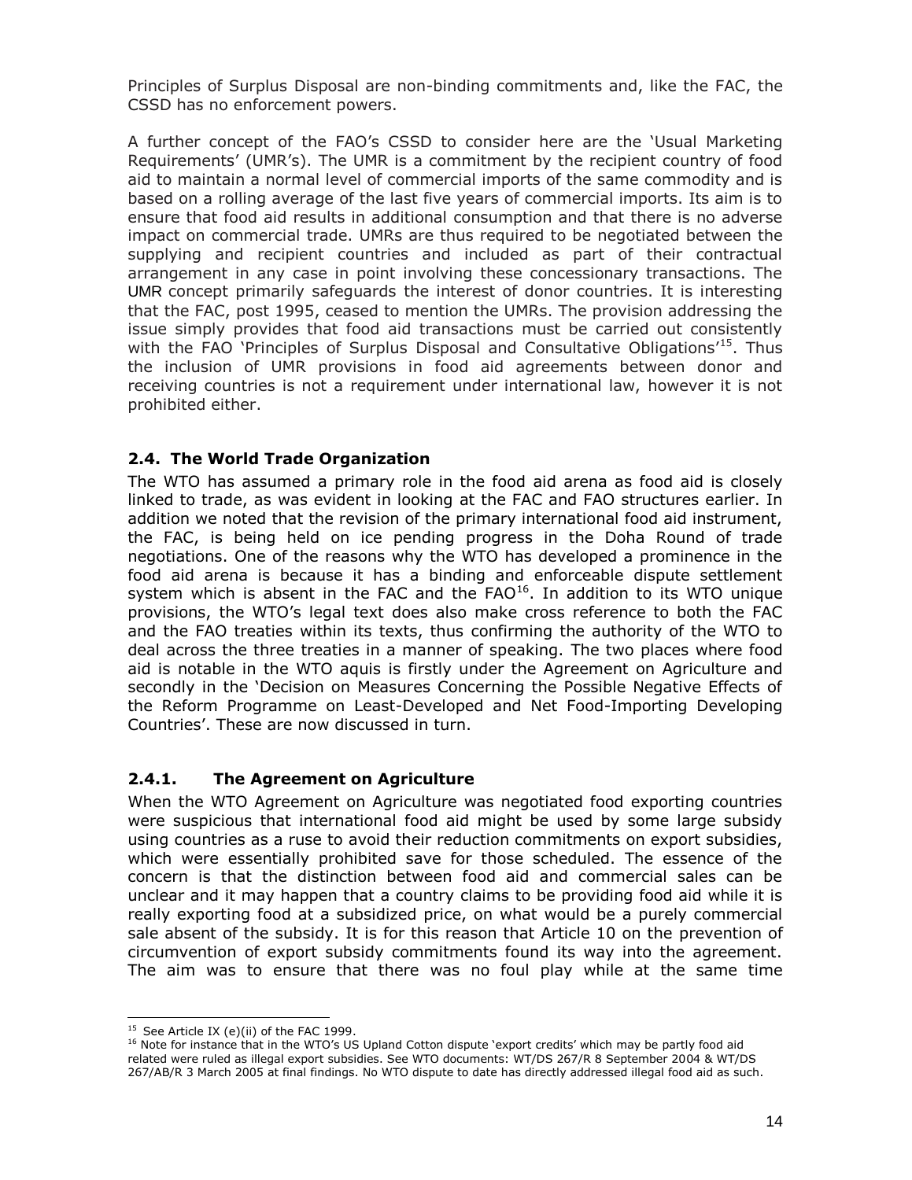Principles of Surplus Disposal are non-binding commitments and, like the FAC, the CSSD has no enforcement powers.

A further concept of the FAO's CSSD to consider here are the 'Usual Marketing Requirements' (UMR's). The UMR is a commitment by the recipient country of food aid to maintain a normal level of commercial imports of the same commodity and is based on a rolling average of the last five years of commercial imports. Its aim is to ensure that food aid results in additional consumption and that there is no adverse impact on commercial trade. UMRs are thus required to be negotiated between the supplying and recipient countries and included as part of their contractual arrangement in any case in point involving these concessionary transactions. The UMR concept primarily safeguards the interest of donor countries. It is interesting that the FAC, post 1995, ceased to mention the UMRs. The provision addressing the issue simply provides that food aid transactions must be carried out consistently with the FAO 'Principles of Surplus Disposal and Consultative Obligations'[15]. Thus the inclusion of UMR provisions in food aid agreements between donor and receiving countries is not a requirement under international law, however it is not prohibited either.

### 2.4. The World Trade Organization

The WTO has assumed a primary role in the food aid arena as food aid is closely linked to trade, as was evident in looking at the FAC and FAO structures earlier. In addition we noted that the revision of the primary international food aid instrument, the FAC, is being held on ice pending progress in the Doha Round of trade negotiations. One of the reasons why the WTO has developed a prominence in the food aid arena is because it has a binding and enforceable dispute settlement system which is absent in the FAC and the FAO[16]. In addition to its WTO unique provisions, the WTO's legal text does also make cross reference to both the FAC and the FAO treaties within its texts, thus confirming the authority of the WTO to deal across the three treaties in a manner of speaking. The two places where food aid is notable in the WTO aquis is firstly under the Agreement on Agriculture and secondly in the 'Decision on Measures Concerning the Possible Negative Effects of the Reform Programme on Least-Developed and Net Food-Importing Developing Countries'. These are now discussed in turn.

#### 2.4.1. The Agreement on Agriculture

When the WTO Agreement on Agriculture was negotiated food exporting countries were suspicious that international food aid might be used by some large subsidy using countries as a ruse to avoid their reduction commitments on export subsidies, which were essentially prohibited save for those scheduled. The essence of the concern is that the distinction between food aid and commercial sales can be unclear and it may happen that a country claims to be providing food aid while it is really exporting food at a subsidized price, on what would be a purely commercial sale absent of the subsidy. It is for this reason that Article 10 on the prevention of circumvention of export subsidy commitments found its way into the agreement. The aim was to ensure that there was no foul play while at the same time

---

[15] See Article IX (e)(ii) of the FAC 1999.

[16] Note for instance that in the WTO's US Upland Cotton dispute 'export credits' which may be partly food aid related were ruled as illegal export subsidies. See WTO documents: WT/DS 267/R 8 September 2004 & WT/DS 267/AB/R 3 March 2005 at final findings. No WTO dispute to date has directly addressed illegal food aid as such.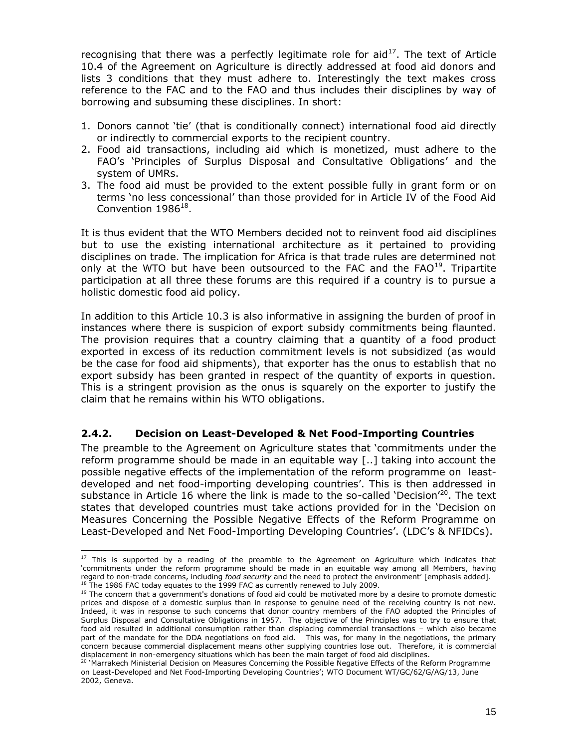recognising that there was a perfectly legitimate role for aid[17]. The text of Article 10.4 of the Agreement on Agriculture is directly addressed at food aid donors and lists 3 conditions that they must adhere to. Interestingly the text makes cross reference to the FAC and to the FAO and thus includes their disciplines by way of borrowing and subsuming these disciplines. In short:

1. Donors cannot 'tie' (that is conditionally connect) international food aid directly or indirectly to commercial exports to the recipient country.
2. Food aid transactions, including aid which is monetized, must adhere to the FAO's 'Principles of Surplus Disposal and Consultative Obligations' and the system of UMRs.
3. The food aid must be provided to the extent possible fully in grant form or on terms 'no less concessional' than those provided for in Article IV of the Food Aid Convention 1986[18].

It is thus evident that the WTO Members decided not to reinvent food aid disciplines but to use the existing international architecture as it pertained to providing disciplines on trade. The implication for Africa is that trade rules are determined not only at the WTO but have been outsourced to the FAC and the FAO[19]. Tripartite participation at all three these forums are this required if a country is to pursue a holistic domestic food aid policy.

In addition to this Article 10.3 is also informative in assigning the burden of proof in instances where there is suspicion of export subsidy commitments being flaunted. The provision requires that a country claiming that a quantity of a food product exported in excess of its reduction commitment levels is not subsidized (as would be the case for food aid shipments), that exporter has the onus to establish that no export subsidy has been granted in respect of the quantity of exports in question. This is a stringent provision as the onus is squarely on the exporter to justify the claim that he remains within his WTO obligations.

### 2.4.2. Decision on Least-Developed & Net Food-Importing Countries

The preamble to the Agreement on Agriculture states that 'commitments under the reform programme should be made in an equitable way [..] taking into account the possible negative effects of the implementation of the reform programme on least-developed and net food-importing developing countries'. This is then addressed in substance in Article 16 where the link is made to the so-called 'Decision'[20]. The text states that developed countries must take actions provided for in the 'Decision on Measures Concerning the Possible Negative Effects of the Reform Programme on Least-Developed and Net Food-Importing Developing Countries'. (LDC's & NFIDCs).

---

[17] This is supported by a reading of the preamble to the Agreement on Agriculture which indicates that 'commitments under the reform programme should be made in an equitable way among all Members, having regard to non-trade concerns, including *food security* and the need to protect the environment' [emphasis added].

[18] The 1986 FAC today equates to the 1999 FAC as currently renewed to July 2009.

[19] The concern that a government's donations of food aid could be motivated more by a desire to promote domestic prices and dispose of a domestic surplus than in response to genuine need of the receiving country is not new. Indeed, it was in response to such concerns that donor country members of the FAO adopted the Principles of Surplus Disposal and Consultative Obligations in 1957. The objective of the Principles was to try to ensure that food aid resulted in additional consumption rather than displacing commercial transactions – which also became part of the mandate for the DDA negotiations on food aid. This was, for many in the negotiations, the primary concern because commercial displacement means other supplying countries lose out. Therefore, it is commercial displacement in non-emergency situations which has been the main target of food aid disciplines.

[20] 'Marrakech Ministerial Decision on Measures Concerning the Possible Negative Effects of the Reform Programme on Least-Developed and Net Food-Importing Developing Countries'; WTO Document WT/GC/62/G/AG/13, June 2002, Geneva.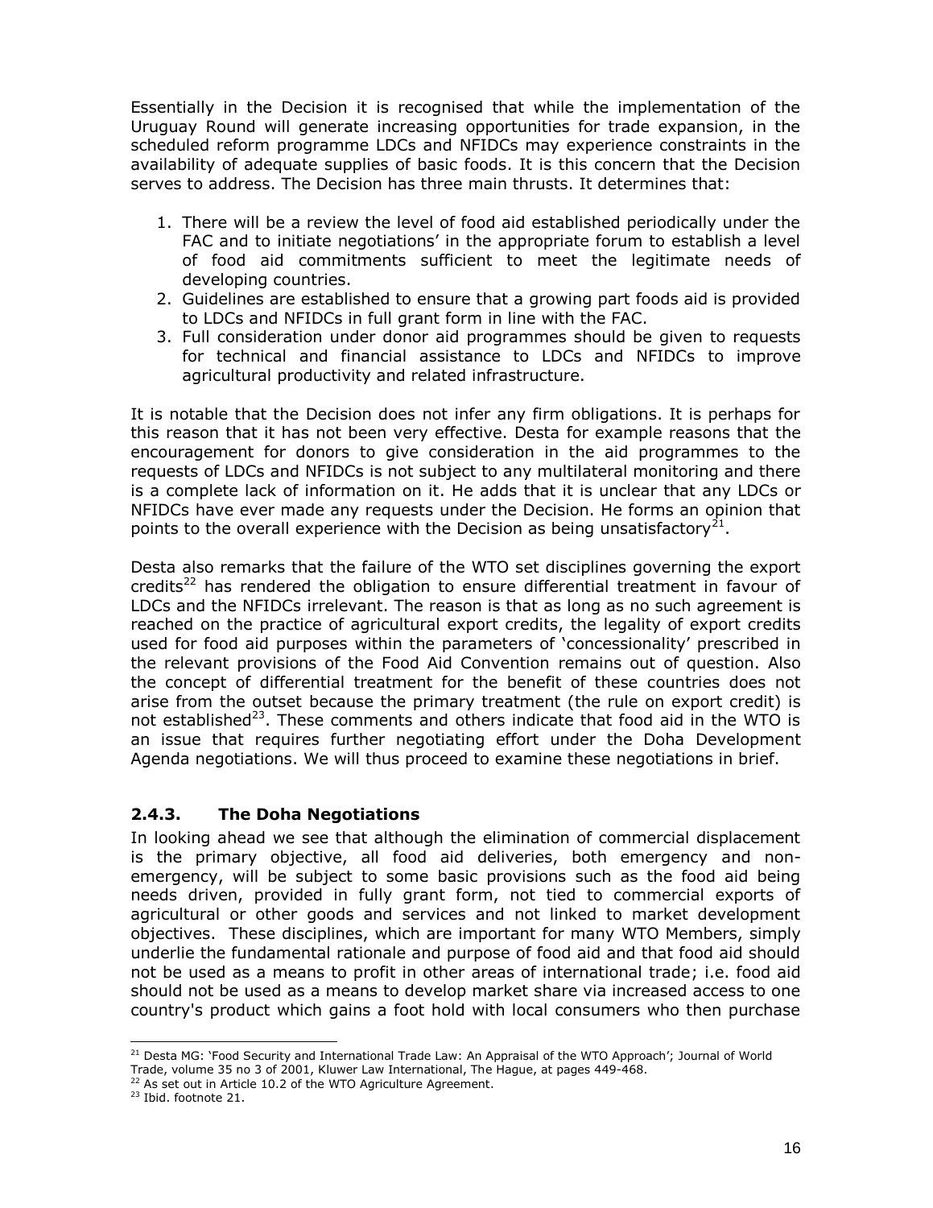Essentially in the Decision it is recognised that while the implementation of the Uruguay Round will generate increasing opportunities for trade expansion, in the scheduled reform programme LDCs and NFIDCs may experience constraints in the availability of adequate supplies of basic foods. It is this concern that the Decision serves to address. The Decision has three main thrusts. It determines that:

1. There will be a review the level of food aid established periodically under the FAC and to initiate negotiations' in the appropriate forum to establish a level of food aid commitments sufficient to meet the legitimate needs of developing countries.
2. Guidelines are established to ensure that a growing part foods aid is provided to LDCs and NFIDCs in full grant form in line with the FAC.
3. Full consideration under donor aid programmes should be given to requests for technical and financial assistance to LDCs and NFIDCs to improve agricultural productivity and related infrastructure.

It is notable that the Decision does not infer any firm obligations. It is perhaps for this reason that it has not been very effective. Desta for example reasons that the encouragement for donors to give consideration in the aid programmes to the requests of LDCs and NFIDCs is not subject to any multilateral monitoring and there is a complete lack of information on it. He adds that it is unclear that any LDCs or NFIDCs have ever made any requests under the Decision. He forms an opinion that points to the overall experience with the Decision as being unsatisfactory[21].

Desta also remarks that the failure of the WTO set disciplines governing the export credits[22] has rendered the obligation to ensure differential treatment in favour of LDCs and the NFIDCs irrelevant. The reason is that as long as no such agreement is reached on the practice of agricultural export credits, the legality of export credits used for food aid purposes within the parameters of 'concessionality' prescribed in the relevant provisions of the Food Aid Convention remains out of question. Also the concept of differential treatment for the benefit of these countries does not arise from the outset because the primary treatment (the rule on export credit) is not established[23]. These comments and others indicate that food aid in the WTO is an issue that requires further negotiating effort under the Doha Development Agenda negotiations. We will thus proceed to examine these negotiations in brief.

### 2.4.3. The Doha Negotiations

In looking ahead we see that although the elimination of commercial displacement is the primary objective, all food aid deliveries, both emergency and non-emergency, will be subject to some basic provisions such as the food aid being needs driven, provided in fully grant form, not tied to commercial exports of agricultural or other goods and services and not linked to market development objectives. These disciplines, which are important for many WTO Members, simply underlie the fundamental rationale and purpose of food aid and that food aid should not be used as a means to profit in other areas of international trade; i.e. food aid should not be used as a means to develop market share via increased access to one country's product which gains a foot hold with local consumers who then purchase

---

[21] Desta MG: 'Food Security and International Trade Law: An Appraisal of the WTO Approach'; Journal of World Trade, volume 35 no 3 of 2001, Kluwer Law International, The Hague, at pages 449-468.

[22] As set out in Article 10.2 of the WTO Agriculture Agreement.

[23] Ibid. footnote 21.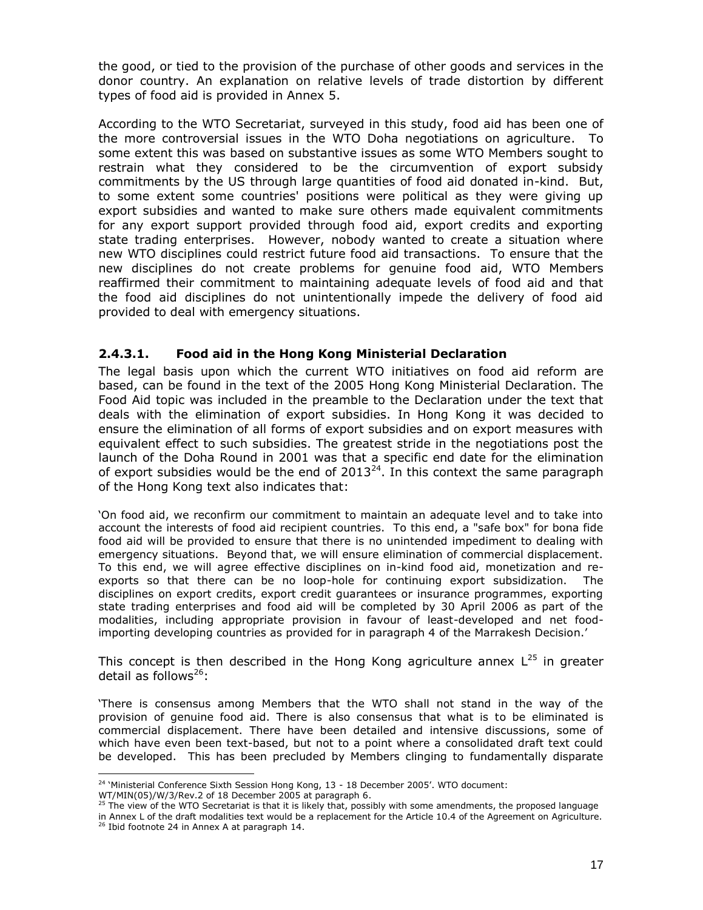the good, or tied to the provision of the purchase of other goods and services in the donor country. An explanation on relative levels of trade distortion by different types of food aid is provided in Annex 5.

According to the WTO Secretariat, surveyed in this study, food aid has been one of the more controversial issues in the WTO Doha negotiations on agriculture. To some extent this was based on substantive issues as some WTO Members sought to restrain what they considered to be the circumvention of export subsidy commitments by the US through large quantities of food aid donated in-kind. But, to some extent some countries' positions were political as they were giving up export subsidies and wanted to make sure others made equivalent commitments for any export support provided through food aid, export credits and exporting state trading enterprises. However, nobody wanted to create a situation where new WTO disciplines could restrict future food aid transactions. To ensure that the new disciplines do not create problems for genuine food aid, WTO Members reaffirmed their commitment to maintaining adequate levels of food aid and that the food aid disciplines do not unintentionally impede the delivery of food aid provided to deal with emergency situations.

### 2.4.3.1. Food aid in the Hong Kong Ministerial Declaration

The legal basis upon which the current WTO initiatives on food aid reform are based, can be found in the text of the 2005 Hong Kong Ministerial Declaration. The Food Aid topic was included in the preamble to the Declaration under the text that deals with the elimination of export subsidies. In Hong Kong it was decided to ensure the elimination of all forms of export subsidies and on export measures with equivalent effect to such subsidies. The greatest stride in the negotiations post the launch of the Doha Round in 2001 was that a specific end date for the elimination of export subsidies would be the end of 2013[24]. In this context the same paragraph of the Hong Kong text also indicates that:

'On food aid, we reconfirm our commitment to maintain an adequate level and to take into account the interests of food aid recipient countries. To this end, a "safe box" for bona fide food aid will be provided to ensure that there is no unintended impediment to dealing with emergency situations. Beyond that, we will ensure elimination of commercial displacement. To this end, we will agree effective disciplines on in-kind food aid, monetization and re-exports so that there can be no loop-hole for continuing export subsidization. The disciplines on export credits, export credit guarantees or insurance programmes, exporting state trading enterprises and food aid will be completed by 30 April 2006 as part of the modalities, including appropriate provision in favour of least-developed and net food-importing developing countries as provided for in paragraph 4 of the Marrakesh Decision.'

This concept is then described in the Hong Kong agriculture annex L[25] in greater detail as follows[26]:

'There is consensus among Members that the WTO shall not stand in the way of the provision of genuine food aid. There is also consensus that what is to be eliminated is commercial displacement. There have been detailed and intensive discussions, some of which have even been text-based, but not to a point where a consolidated draft text could be developed. This has been precluded by Members clinging to fundamentally disparate

---

[24] 'Ministerial Conference Sixth Session Hong Kong, 13 - 18 December 2005'. WTO document: WT/MIN(05)/W/3/Rev.2 of 18 December 2005 at paragraph 6.

[25] The view of the WTO Secretariat is that it is likely that, possibly with some amendments, the proposed language in Annex L of the draft modalities text would be a replacement for the Article 10.4 of the Agreement on Agriculture.

[26] Ibid footnote 24 in Annex A at paragraph 14.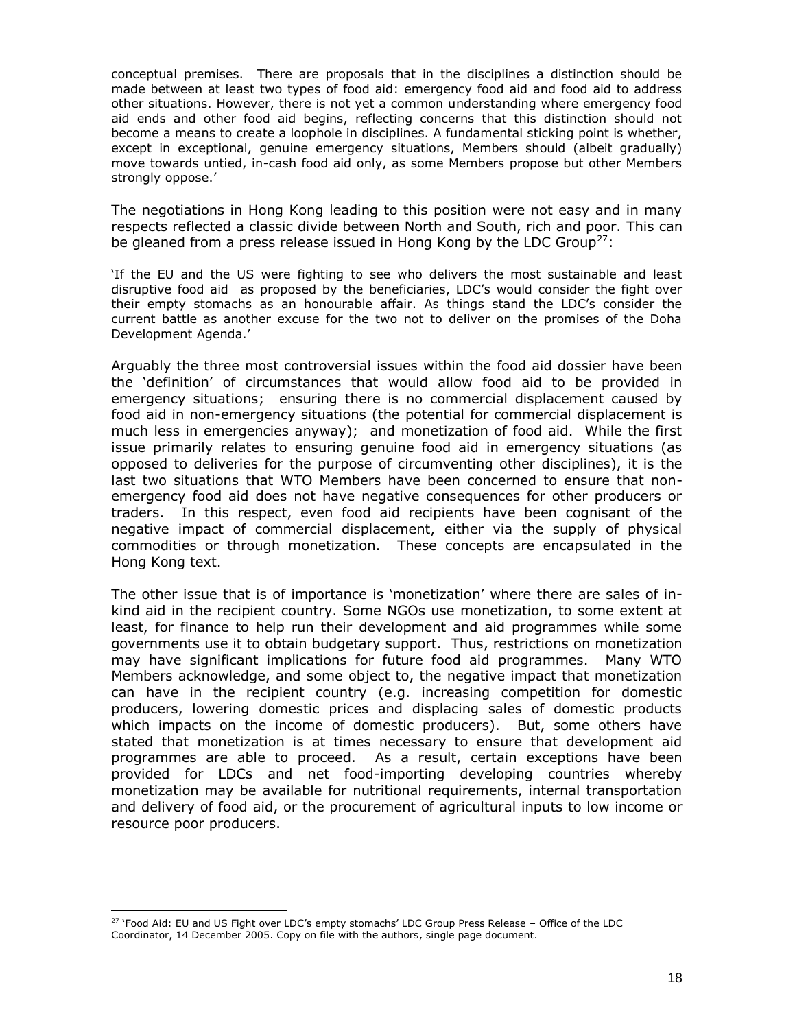> conceptual premises. There are proposals that in the disciplines a distinction should be made between at least two types of food aid: emergency food aid and food aid to address other situations. However, there is not yet a common understanding where emergency food aid ends and other food aid begins, reflecting concerns that this distinction should not become a means to create a loophole in disciplines. A fundamental sticking point is whether, except in exceptional, genuine emergency situations, Members should (albeit gradually) move towards untied, in-cash food aid only, as some Members propose but other Members strongly oppose.'

The negotiations in Hong Kong leading to this position were not easy and in many respects reflected a classic divide between North and South, rich and poor. This can be gleaned from a press release issued in Hong Kong by the LDC Group[27]:

> 'If the EU and the US were fighting to see who delivers the most sustainable and least disruptive food aid as proposed by the beneficiaries, LDC's would consider the fight over their empty stomachs as an honourable affair. As things stand the LDC's consider the current battle as another excuse for the two not to deliver on the promises of the Doha Development Agenda.'

Arguably the three most controversial issues within the food aid dossier have been the 'definition' of circumstances that would allow food aid to be provided in emergency situations; ensuring there is no commercial displacement caused by food aid in non-emergency situations (the potential for commercial displacement is much less in emergencies anyway); and monetization of food aid. While the first issue primarily relates to ensuring genuine food aid in emergency situations (as opposed to deliveries for the purpose of circumventing other disciplines), it is the last two situations that WTO Members have been concerned to ensure that non-emergency food aid does not have negative consequences for other producers or traders. In this respect, even food aid recipients have been cognisant of the negative impact of commercial displacement, either via the supply of physical commodities or through monetization. These concepts are encapsulated in the Hong Kong text.

The other issue that is of importance is 'monetization' where there are sales of in-kind aid in the recipient country. Some NGOs use monetization, to some extent at least, for finance to help run their development and aid programmes while some governments use it to obtain budgetary support. Thus, restrictions on monetization may have significant implications for future food aid programmes. Many WTO Members acknowledge, and some object to, the negative impact that monetization can have in the recipient country (e.g. increasing competition for domestic producers, lowering domestic prices and displacing sales of domestic products which impacts on the income of domestic producers). But, some others have stated that monetization is at times necessary to ensure that development aid programmes are able to proceed. As a result, certain exceptions have been provided for LDCs and net food-importing developing countries whereby monetization may be available for nutritional requirements, internal transportation and delivery of food aid, or the procurement of agricultural inputs to low income or resource poor producers.

[27] 'Food Aid: EU and US Fight over LDC's empty stomachs' LDC Group Press Release – Office of the LDC Coordinator, 14 December 2005. Copy on file with the authors, single page document.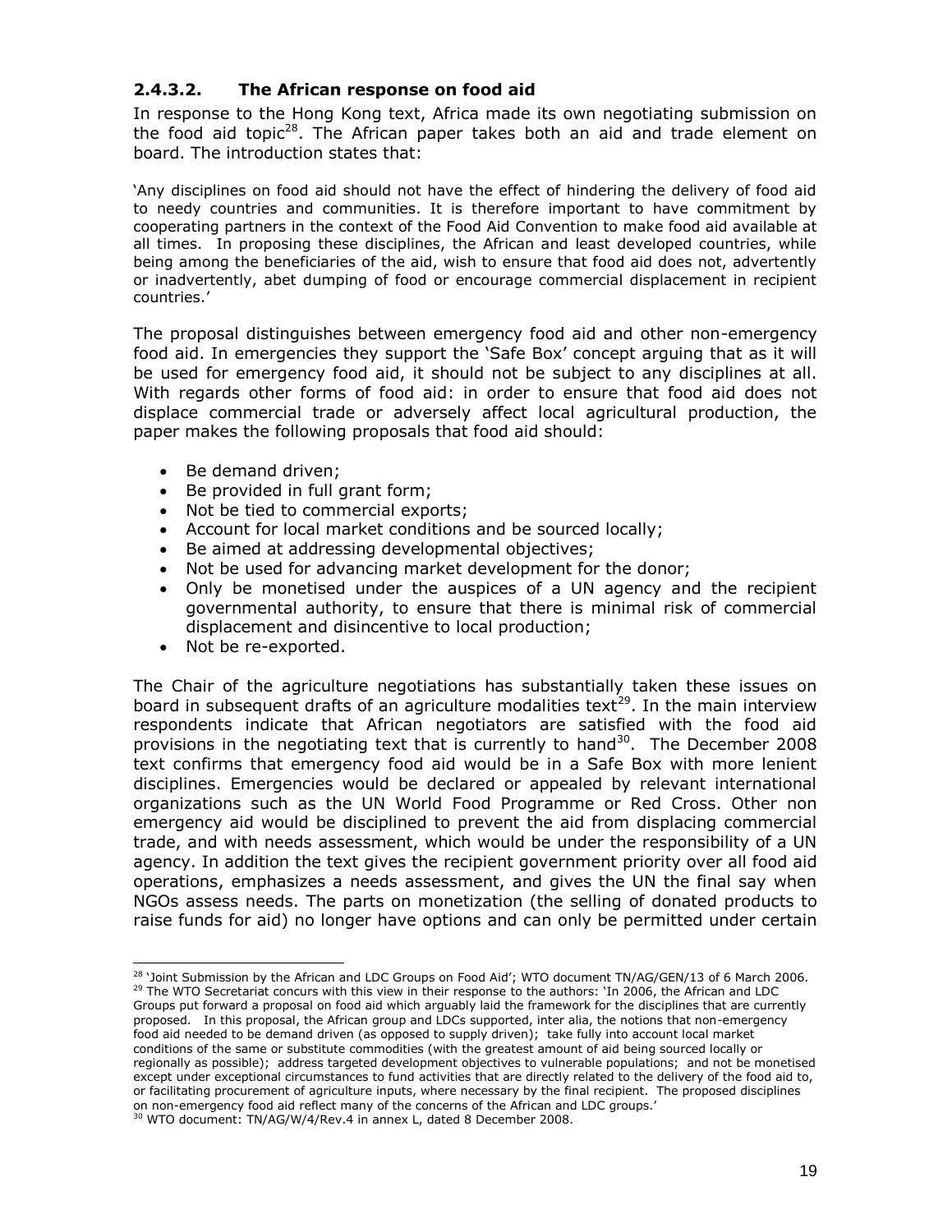### 2.4.3.2. The African response on food aid

In response to the Hong Kong text, Africa made its own negotiating submission on the food aid topic[28]. The African paper takes both an aid and trade element on board. The introduction states that:

'Any disciplines on food aid should not have the effect of hindering the delivery of food aid to needy countries and communities. It is therefore important to have commitment by cooperating partners in the context of the Food Aid Convention to make food aid available at all times. In proposing these disciplines, the African and least developed countries, while being among the beneficiaries of the aid, wish to ensure that food aid does not, advertently or inadvertently, abet dumping of food or encourage commercial displacement in recipient countries.'

The proposal distinguishes between emergency food aid and other non-emergency food aid. In emergencies they support the 'Safe Box' concept arguing that as it will be used for emergency food aid, it should not be subject to any disciplines at all. With regards other forms of food aid: in order to ensure that food aid does not displace commercial trade or adversely affect local agricultural production, the paper makes the following proposals that food aid should:

- Be demand driven;
- Be provided in full grant form;
- Not be tied to commercial exports;
- Account for local market conditions and be sourced locally;
- Be aimed at addressing developmental objectives;
- Not be used for advancing market development for the donor;
- Only be monetised under the auspices of a UN agency and the recipient governmental authority, to ensure that there is minimal risk of commercial displacement and disincentive to local production;
- Not be re-exported.

The Chair of the agriculture negotiations has substantially taken these issues on board in subsequent drafts of an agriculture modalities text[29]. In the main interview respondents indicate that African negotiators are satisfied with the food aid provisions in the negotiating text that is currently to hand[30]. The December 2008 text confirms that emergency food aid would be in a Safe Box with more lenient disciplines. Emergencies would be declared or appealed by relevant international organizations such as the UN World Food Programme or Red Cross. Other non emergency aid would be disciplined to prevent the aid from displacing commercial trade, and with needs assessment, which would be under the responsibility of a UN agency. In addition the text gives the recipient government priority over all food aid operations, emphasizes a needs assessment, and gives the UN the final say when NGOs assess needs. The parts on monetization (the selling of donated products to raise funds for aid) no longer have options and can only be permitted under certain

---

[28] 'Joint Submission by the African and LDC Groups on Food Aid'; WTO document TN/AG/GEN/13 of 6 March 2006.

[29] The WTO Secretariat concurs with this view in their response to the authors: 'In 2006, the African and LDC Groups put forward a proposal on food aid which arguably laid the framework for the disciplines that are currently proposed. In this proposal, the African group and LDCs supported, inter alia, the notions that non-emergency food aid needed to be demand driven (as opposed to supply driven); take fully into account local market conditions of the same or substitute commodities (with the greatest amount of aid being sourced locally or regionally as possible); address targeted development objectives to vulnerable populations; and not be monetised except under exceptional circumstances to fund activities that are directly related to the delivery of the food aid to, or facilitating procurement of agriculture inputs, where necessary by the final recipient. The proposed disciplines on non-emergency food aid reflect many of the concerns of the African and LDC groups.'

[30] WTO document: TN/AG/W/4/Rev.4 in annex L, dated 8 December 2008.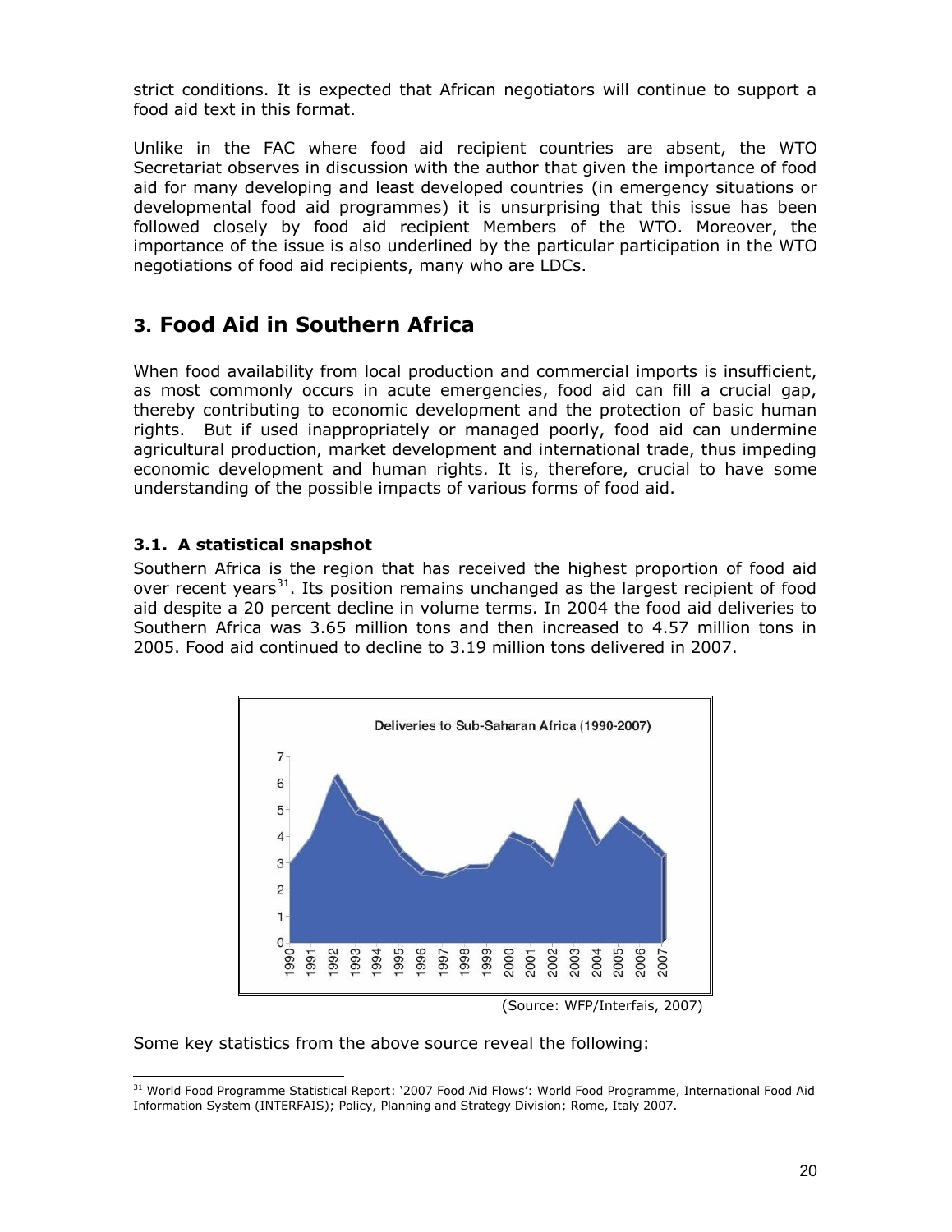strict conditions. It is expected that African negotiators will continue to support a food aid text in this format.

Unlike in the FAC where food aid recipient countries are absent, the WTO Secretariat observes in discussion with the author that given the importance of food aid for many developing and least developed countries (in emergency situations or developmental food aid programmes) it is unsurprising that this issue has been followed closely by food aid recipient Members of the WTO. Moreover, the importance of the issue is also underlined by the particular participation in the WTO negotiations of food aid recipients, many who are LDCs.

## 3. Food Aid in Southern Africa

When food availability from local production and commercial imports is insufficient, as most commonly occurs in acute emergencies, food aid can fill a crucial gap, thereby contributing to economic development and the protection of basic human rights. But if used inappropriately or managed poorly, food aid can undermine agricultural production, market development and international trade, thus impeding economic development and human rights. It is, therefore, crucial to have some understanding of the possible impacts of various forms of food aid.

### 3.1. A statistical snapshot

Southern Africa is the region that has received the highest proportion of food aid over recent years[31]. Its position remains unchanged as the largest recipient of food aid despite a 20 percent decline in volume terms. In 2004 the food aid deliveries to Southern Africa was 3.65 million tons and then increased to 4.57 million tons in 2005. Food aid continued to decline to 3.19 million tons delivered in 2007.

Deliveries to Sub-Saharan Africa (1990-2007)

(Source: WFP/Interfais, 2007)

Some key statistics from the above source reveal the following:

[31] World Food Programme Statistical Report: '2007 Food Aid Flows': World Food Programme, International Food Aid Information System (INTERFAIS); Policy, Planning and Strategy Division; Rome, Italy 2007.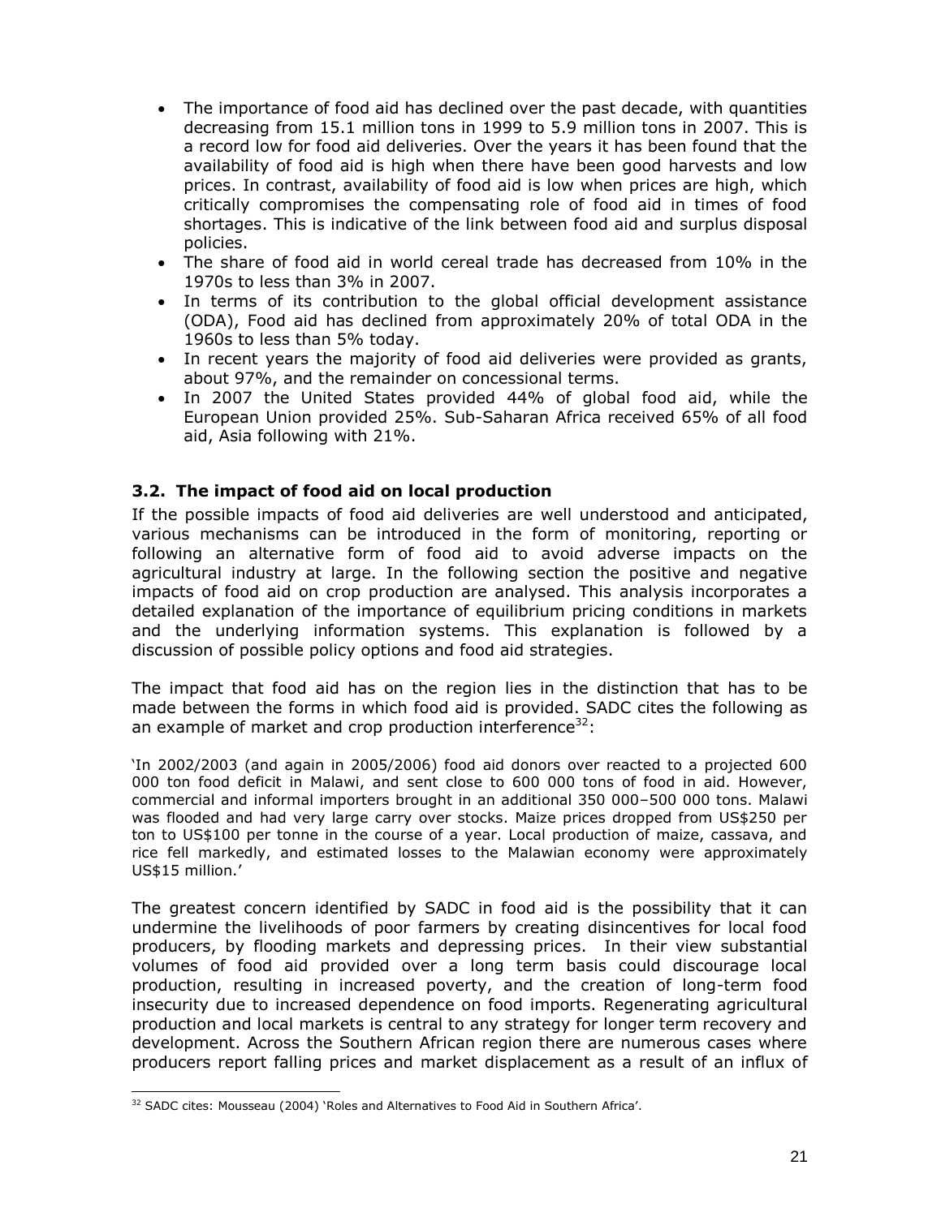- The importance of food aid has declined over the past decade, with quantities decreasing from 15.1 million tons in 1999 to 5.9 million tons in 2007. This is a record low for food aid deliveries. Over the years it has been found that the availability of food aid is high when there have been good harvests and low prices. In contrast, availability of food aid is low when prices are high, which critically compromises the compensating role of food aid in times of food shortages. This is indicative of the link between food aid and surplus disposal policies.
- The share of food aid in world cereal trade has decreased from 10% in the 1970s to less than 3% in 2007.
- In terms of its contribution to the global official development assistance (ODA), Food aid has declined from approximately 20% of total ODA in the 1960s to less than 5% today.
- In recent years the majority of food aid deliveries were provided as grants, about 97%, and the remainder on concessional terms.
- In 2007 the United States provided 44% of global food aid, while the European Union provided 25%. Sub-Saharan Africa received 65% of all food aid, Asia following with 21%.

### 3.2. The impact of food aid on local production

If the possible impacts of food aid deliveries are well understood and anticipated, various mechanisms can be introduced in the form of monitoring, reporting or following an alternative form of food aid to avoid adverse impacts on the agricultural industry at large. In the following section the positive and negative impacts of food aid on crop production are analysed. This analysis incorporates a detailed explanation of the importance of equilibrium pricing conditions in markets and the underlying information systems. This explanation is followed by a discussion of possible policy options and food aid strategies.

The impact that food aid has on the region lies in the distinction that has to be made between the forms in which food aid is provided. SADC cites the following as an example of market and crop production interference[32]:

'In 2002/2003 (and again in 2005/2006) food aid donors over reacted to a projected 600 000 ton food deficit in Malawi, and sent close to 600 000 tons of food in aid. However, commercial and informal importers brought in an additional 350 000–500 000 tons. Malawi was flooded and had very large carry over stocks. Maize prices dropped from US$250 per ton to US$100 per tonne in the course of a year. Local production of maize, cassava, and rice fell markedly, and estimated losses to the Malawian economy were approximately US$15 million.'

The greatest concern identified by SADC in food aid is the possibility that it can undermine the livelihoods of poor farmers by creating disincentives for local food producers, by flooding markets and depressing prices. In their view substantial volumes of food aid provided over a long term basis could discourage local production, resulting in increased poverty, and the creation of long-term food insecurity due to increased dependence on food imports. Regenerating agricultural production and local markets is central to any strategy for longer term recovery and development. Across the Southern African region there are numerous cases where producers report falling prices and market displacement as a result of an influx of

---

[32] SADC cites: Mousseau (2004) 'Roles and Alternatives to Food Aid in Southern Africa'.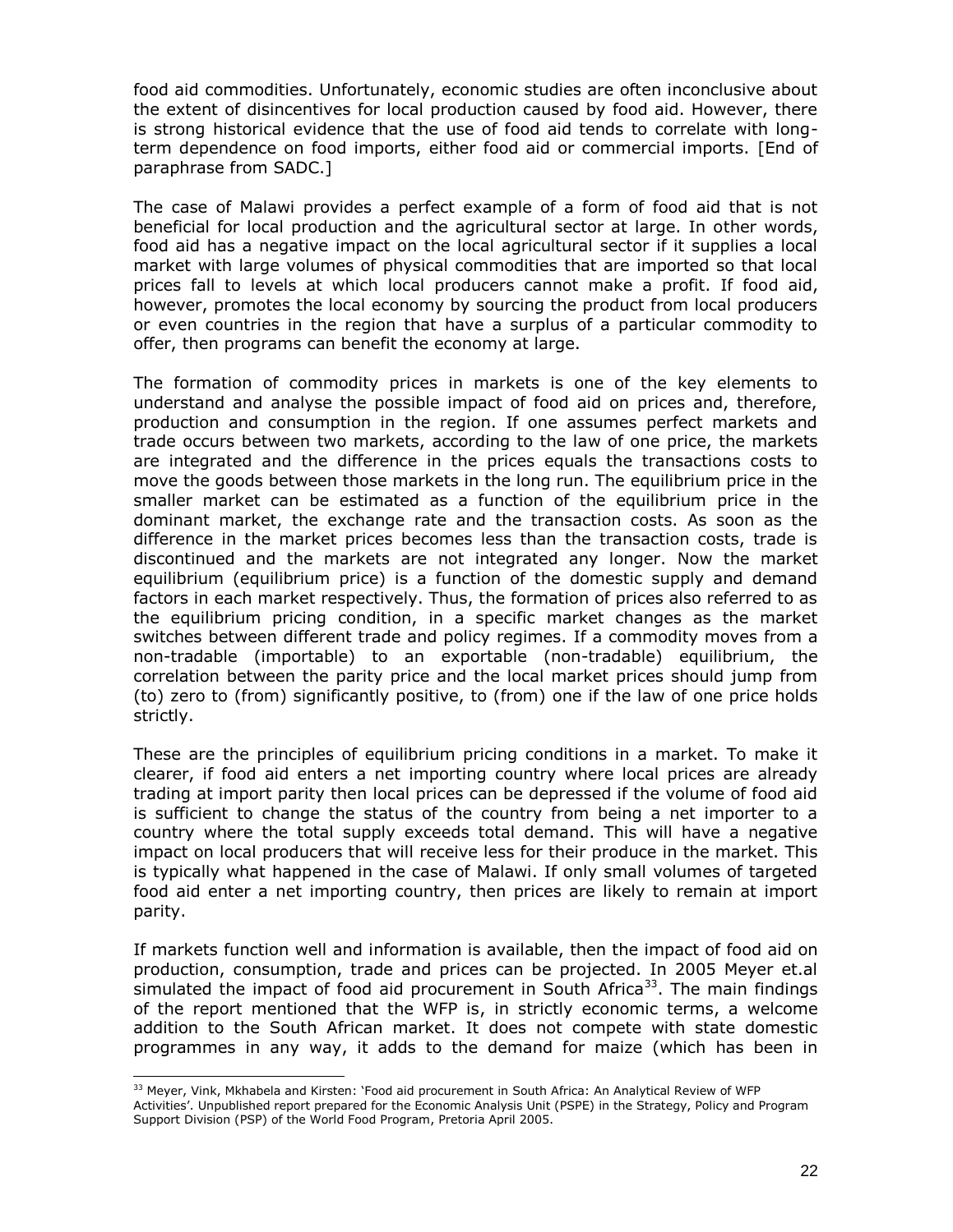food aid commodities. Unfortunately, economic studies are often inconclusive about the extent of disincentives for local production caused by food aid. However, there is strong historical evidence that the use of food aid tends to correlate with long-term dependence on food imports, either food aid or commercial imports. [End of paraphrase from SADC.]

The case of Malawi provides a perfect example of a form of food aid that is not beneficial for local production and the agricultural sector at large. In other words, food aid has a negative impact on the local agricultural sector if it supplies a local market with large volumes of physical commodities that are imported so that local prices fall to levels at which local producers cannot make a profit. If food aid, however, promotes the local economy by sourcing the product from local producers or even countries in the region that have a surplus of a particular commodity to offer, then programs can benefit the economy at large.

The formation of commodity prices in markets is one of the key elements to understand and analyse the possible impact of food aid on prices and, therefore, production and consumption in the region. If one assumes perfect markets and trade occurs between two markets, according to the law of one price, the markets are integrated and the difference in the prices equals the transactions costs to move the goods between those markets in the long run. The equilibrium price in the smaller market can be estimated as a function of the equilibrium price in the dominant market, the exchange rate and the transaction costs. As soon as the difference in the market prices becomes less than the transaction costs, trade is discontinued and the markets are not integrated any longer. Now the market equilibrium (equilibrium price) is a function of the domestic supply and demand factors in each market respectively. Thus, the formation of prices also referred to as the equilibrium pricing condition, in a specific market changes as the market switches between different trade and policy regimes. If a commodity moves from a non-tradable (importable) to an exportable (non-tradable) equilibrium, the correlation between the parity price and the local market prices should jump from (to) zero to (from) significantly positive, to (from) one if the law of one price holds strictly.

These are the principles of equilibrium pricing conditions in a market. To make it clearer, if food aid enters a net importing country where local prices are already trading at import parity then local prices can be depressed if the volume of food aid is sufficient to change the status of the country from being a net importer to a country where the total supply exceeds total demand. This will have a negative impact on local producers that will receive less for their produce in the market. This is typically what happened in the case of Malawi. If only small volumes of targeted food aid enter a net importing country, then prices are likely to remain at import parity.

If markets function well and information is available, then the impact of food aid on production, consumption, trade and prices can be projected. In 2005 Meyer et.al simulated the impact of food aid procurement in South Africa[33]. The main findings of the report mentioned that the WFP is, in strictly economic terms, a welcome addition to the South African market. It does not compete with state domestic programmes in any way, it adds to the demand for maize (which has been in

[33] Meyer, Vink, Mkhabela and Kirsten: 'Food aid procurement in South Africa: An Analytical Review of WFP Activities'. Unpublished report prepared for the Economic Analysis Unit (PSPE) in the Strategy, Policy and Program Support Division (PSP) of the World Food Program, Pretoria April 2005.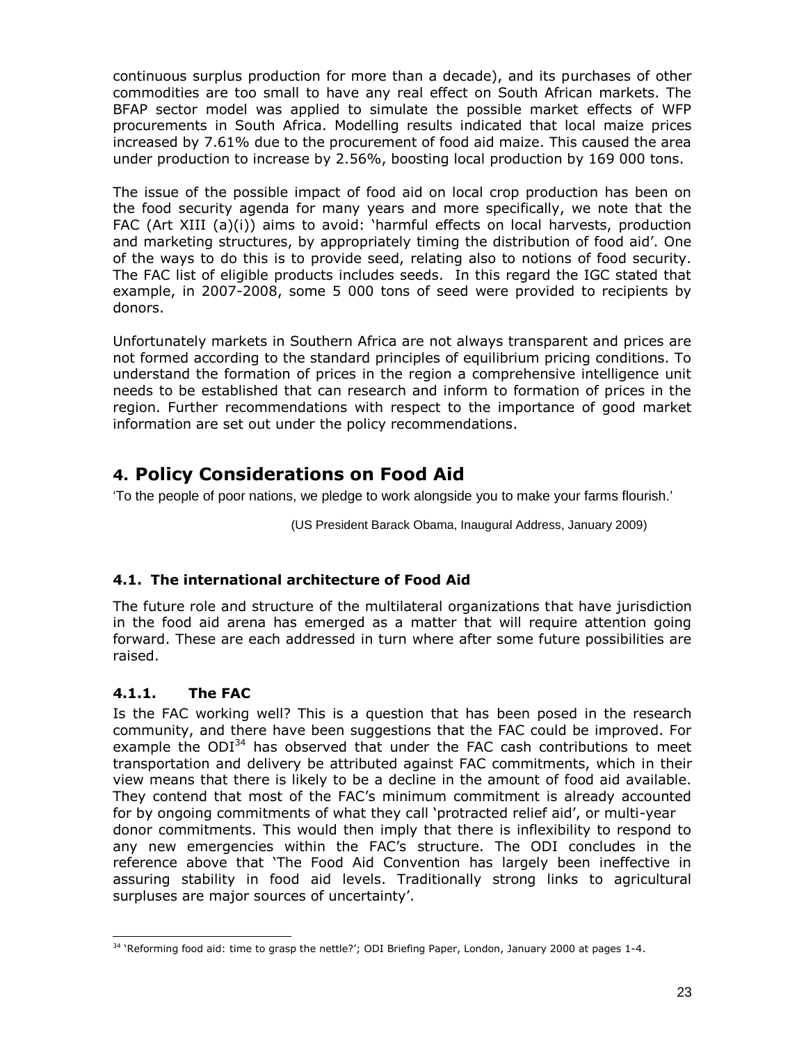continuous surplus production for more than a decade), and its purchases of other commodities are too small to have any real effect on South African markets. The BFAP sector model was applied to simulate the possible market effects of WFP procurements in South Africa. Modelling results indicated that local maize prices increased by 7.61% due to the procurement of food aid maize. This caused the area under production to increase by 2.56%, boosting local production by 169 000 tons.

The issue of the possible impact of food aid on local crop production has been on the food security agenda for many years and more specifically, we note that the FAC (Art XIII (a)(i)) aims to avoid: 'harmful effects on local harvests, production and marketing structures, by appropriately timing the distribution of food aid'. One of the ways to do this is to provide seed, relating also to notions of food security. The FAC list of eligible products includes seeds. In this regard the IGC stated that example, in 2007-2008, some 5 000 tons of seed were provided to recipients by donors.

Unfortunately markets in Southern Africa are not always transparent and prices are not formed according to the standard principles of equilibrium pricing conditions. To understand the formation of prices in the region a comprehensive intelligence unit needs to be established that can research and inform to formation of prices in the region. Further recommendations with respect to the importance of good market information are set out under the policy recommendations.

# 4. Policy Considerations on Food Aid

'To the people of poor nations, we pledge to work alongside you to make your farms flourish.'

(US President Barack Obama, Inaugural Address, January 2009)

## 4.1. The international architecture of Food Aid

The future role and structure of the multilateral organizations that have jurisdiction in the food aid arena has emerged as a matter that will require attention going forward. These are each addressed in turn where after some future possibilities are raised.

### 4.1.1. The FAC

Is the FAC working well? This is a question that has been posed in the research community, and there have been suggestions that the FAC could be improved. For example the ODI[34] has observed that under the FAC cash contributions to meet transportation and delivery be attributed against FAC commitments, which in their view means that there is likely to be a decline in the amount of food aid available. They contend that most of the FAC's minimum commitment is already accounted for by ongoing commitments of what they call 'protracted relief aid', or multi-year donor commitments. This would then imply that there is inflexibility to respond to any new emergencies within the FAC's structure. The ODI concludes in the reference above that 'The Food Aid Convention has largely been ineffective in assuring stability in food aid levels. Traditionally strong links to agricultural surpluses are major sources of uncertainty'.

[34] 'Reforming food aid: time to grasp the nettle?'; ODI Briefing Paper, London, January 2000 at pages 1-4.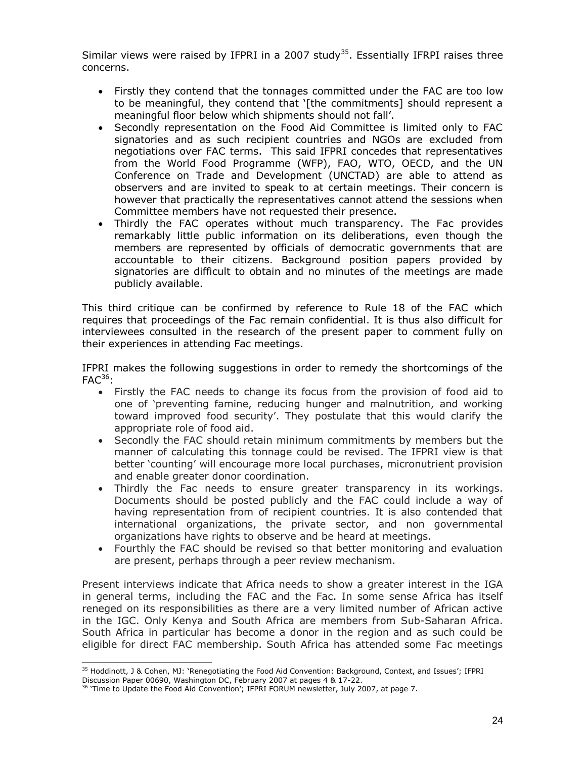Similar views were raised by IFPRI in a 2007 study[35]. Essentially IFRPI raises three concerns.

- Firstly they contend that the tonnages committed under the FAC are too low to be meaningful, they contend that '[the commitments] should represent a meaningful floor below which shipments should not fall'.
- Secondly representation on the Food Aid Committee is limited only to FAC signatories and as such recipient countries and NGOs are excluded from negotiations over FAC terms. This said IFPRI concedes that representatives from the World Food Programme (WFP), FAO, WTO, OECD, and the UN Conference on Trade and Development (UNCTAD) are able to attend as observers and are invited to speak to at certain meetings. Their concern is however that practically the representatives cannot attend the sessions when Committee members have not requested their presence.
- Thirdly the FAC operates without much transparency. The Fac provides remarkably little public information on its deliberations, even though the members are represented by officials of democratic governments that are accountable to their citizens. Background position papers provided by signatories are difficult to obtain and no minutes of the meetings are made publicly available.

This third critique can be confirmed by reference to Rule 18 of the FAC which requires that proceedings of the Fac remain confidential. It is thus also difficult for interviewees consulted in the research of the present paper to comment fully on their experiences in attending Fac meetings.

IFPRI makes the following suggestions in order to remedy the shortcomings of the FAC[36]:

- Firstly the FAC needs to change its focus from the provision of food aid to one of 'preventing famine, reducing hunger and malnutrition, and working toward improved food security'. They postulate that this would clarify the appropriate role of food aid.
- Secondly the FAC should retain minimum commitments by members but the manner of calculating this tonnage could be revised. The IFPRI view is that better 'counting' will encourage more local purchases, micronutrient provision and enable greater donor coordination.
- Thirdly the Fac needs to ensure greater transparency in its workings. Documents should be posted publicly and the FAC could include a way of having representation from of recipient countries. It is also contended that international organizations, the private sector, and non governmental organizations have rights to observe and be heard at meetings.
- Fourthly the FAC should be revised so that better monitoring and evaluation are present, perhaps through a peer review mechanism.

Present interviews indicate that Africa needs to show a greater interest in the IGA in general terms, including the FAC and the Fac. In some sense Africa has itself reneged on its responsibilities as there are a very limited number of African active in the IGC. Only Kenya and South Africa are members from Sub-Saharan Africa. South Africa in particular has become a donor in the region and as such could be eligible for direct FAC membership. South Africa has attended some Fac meetings

---

[35] Hoddinott, J & Cohen, MJ: 'Renegotiating the Food Aid Convention: Background, Context, and Issues'; IFPRI Discussion Paper 00690, Washington DC, February 2007 at pages 4 & 17-22.

[36] 'Time to Update the Food Aid Convention'; IFPRI FORUM newsletter, July 2007, at page 7.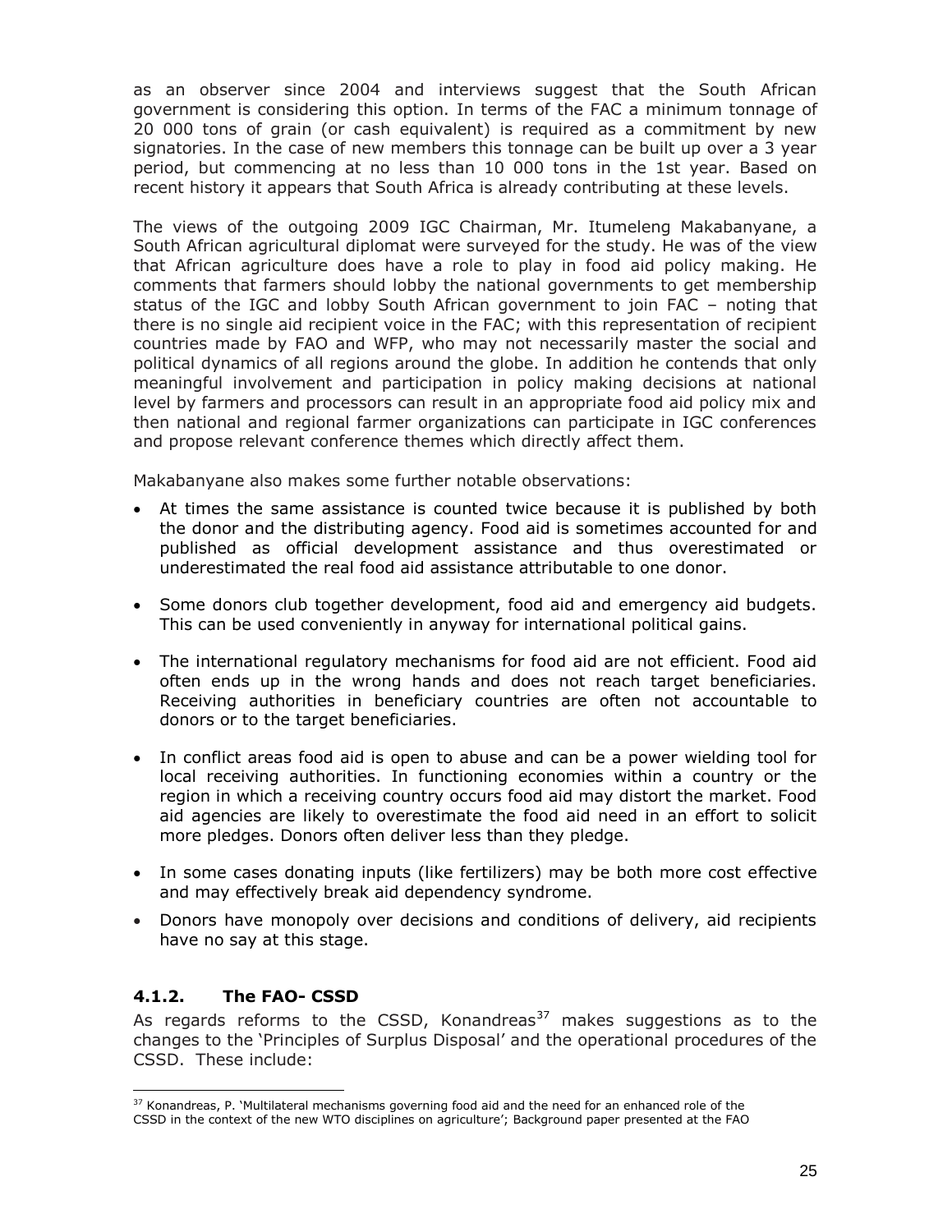as an observer since 2004 and interviews suggest that the South African government is considering this option. In terms of the FAC a minimum tonnage of 20 000 tons of grain (or cash equivalent) is required as a commitment by new signatories. In the case of new members this tonnage can be built up over a 3 year period, but commencing at no less than 10 000 tons in the 1st year. Based on recent history it appears that South Africa is already contributing at these levels.

The views of the outgoing 2009 IGC Chairman, Mr. Itumeleng Makabanyane, a South African agricultural diplomat were surveyed for the study. He was of the view that African agriculture does have a role to play in food aid policy making. He comments that farmers should lobby the national governments to get membership status of the IGC and lobby South African government to join FAC – noting that there is no single aid recipient voice in the FAC; with this representation of recipient countries made by FAO and WFP, who may not necessarily master the social and political dynamics of all regions around the globe. In addition he contends that only meaningful involvement and participation in policy making decisions at national level by farmers and processors can result in an appropriate food aid policy mix and then national and regional farmer organizations can participate in IGC conferences and propose relevant conference themes which directly affect them.

Makabanyane also makes some further notable observations:

- At times the same assistance is counted twice because it is published by both the donor and the distributing agency. Food aid is sometimes accounted for and published as official development assistance and thus overestimated or underestimated the real food aid assistance attributable to one donor.
- Some donors club together development, food aid and emergency aid budgets. This can be used conveniently in anyway for international political gains.
- The international regulatory mechanisms for food aid are not efficient. Food aid often ends up in the wrong hands and does not reach target beneficiaries. Receiving authorities in beneficiary countries are often not accountable to donors or to the target beneficiaries.
- In conflict areas food aid is open to abuse and can be a power wielding tool for local receiving authorities. In functioning economies within a country or the region in which a receiving country occurs food aid may distort the market. Food aid agencies are likely to overestimate the food aid need in an effort to solicit more pledges. Donors often deliver less than they pledge.
- In some cases donating inputs (like fertilizers) may be both more cost effective and may effectively break aid dependency syndrome.
- Donors have monopoly over decisions and conditions of delivery, aid recipients have no say at this stage.

### 4.1.2. The FAO- CSSD

As regards reforms to the CSSD, Konandreas[37] makes suggestions as to the changes to the 'Principles of Surplus Disposal' and the operational procedures of the CSSD. These include:

[37] Konandreas, P. 'Multilateral mechanisms governing food aid and the need for an enhanced role of the CSSD in the context of the new WTO disciplines on agriculture'; Background paper presented at the FAO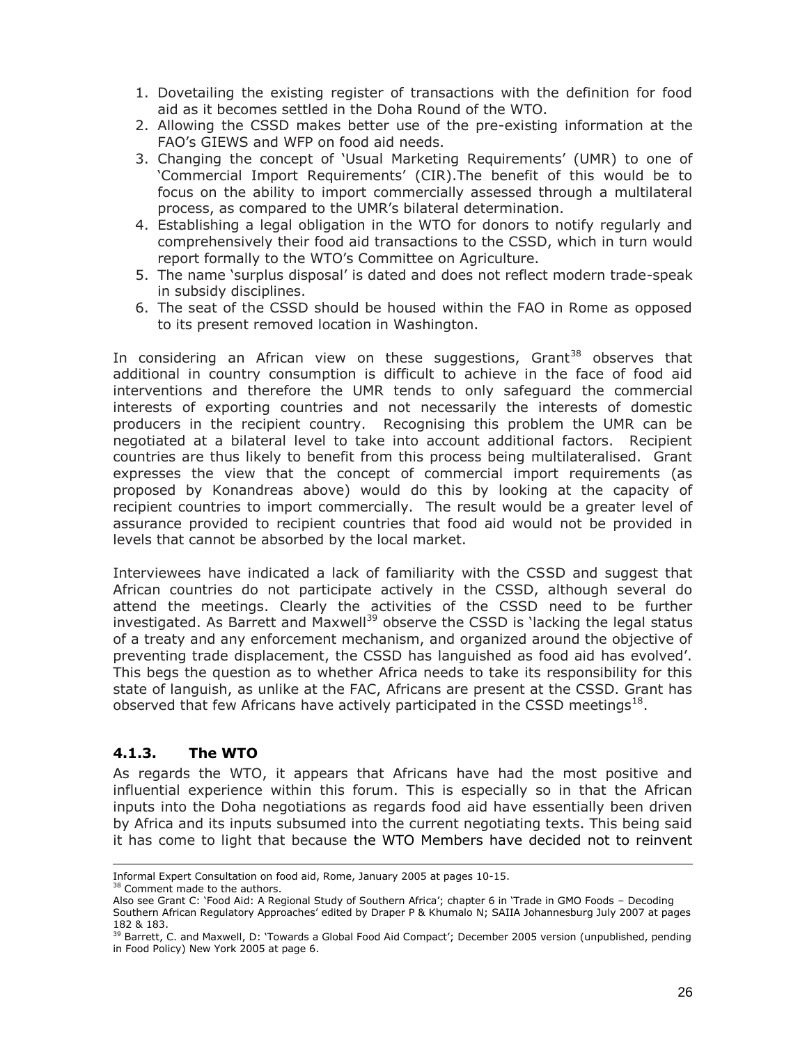1. Dovetailing the existing register of transactions with the definition for food aid as it becomes settled in the Doha Round of the WTO.
2. Allowing the CSSD makes better use of the pre-existing information at the FAO's GIEWS and WFP on food aid needs.
3. Changing the concept of 'Usual Marketing Requirements' (UMR) to one of 'Commercial Import Requirements' (CIR).The benefit of this would be to focus on the ability to import commercially assessed through a multilateral process, as compared to the UMR's bilateral determination.
4. Establishing a legal obligation in the WTO for donors to notify regularly and comprehensively their food aid transactions to the CSSD, which in turn would report formally to the WTO's Committee on Agriculture.
5. The name 'surplus disposal' is dated and does not reflect modern trade-speak in subsidy disciplines.
6. The seat of the CSSD should be housed within the FAO in Rome as opposed to its present removed location in Washington.

In considering an African view on these suggestions, Grant[38] observes that additional in country consumption is difficult to achieve in the face of food aid interventions and therefore the UMR tends to only safeguard the commercial interests of exporting countries and not necessarily the interests of domestic producers in the recipient country. Recognising this problem the UMR can be negotiated at a bilateral level to take into account additional factors. Recipient countries are thus likely to benefit from this process being multilateralised. Grant expresses the view that the concept of commercial import requirements (as proposed by Konandreas above) would do this by looking at the capacity of recipient countries to import commercially. The result would be a greater level of assurance provided to recipient countries that food aid would not be provided in levels that cannot be absorbed by the local market.

Interviewees have indicated a lack of familiarity with the CSSD and suggest that African countries do not participate actively in the CSSD, although several do attend the meetings. Clearly the activities of the CSSD need to be further investigated. As Barrett and Maxwell[39] observe the CSSD is 'lacking the legal status of a treaty and any enforcement mechanism, and organized around the objective of preventing trade displacement, the CSSD has languished as food aid has evolved'. This begs the question as to whether Africa needs to take its responsibility for this state of languish, as unlike at the FAC, Africans are present at the CSSD. Grant has observed that few Africans have actively participated in the CSSD meetings[18].

### 4.1.3. The WTO

As regards the WTO, it appears that Africans have had the most positive and influential experience within this forum. This is especially so in that the African inputs into the Doha negotiations as regards food aid have essentially been driven by Africa and its inputs subsumed into the current negotiating texts. This being said it has come to light that because the WTO Members have decided not to reinvent

---

Informal Expert Consultation on food aid, Rome, January 2005 at pages 10-15.

[38] Comment made to the authors.

Also see Grant C: 'Food Aid: A Regional Study of Southern Africa'; chapter 6 in 'Trade in GMO Foods – Decoding Southern African Regulatory Approaches' edited by Draper P & Khumalo N; SAIIA Johannesburg July 2007 at pages 182 & 183.

[39] Barrett, C. and Maxwell, D: 'Towards a Global Food Aid Compact'; December 2005 version (unpublished, pending in Food Policy) New York 2005 at page 6.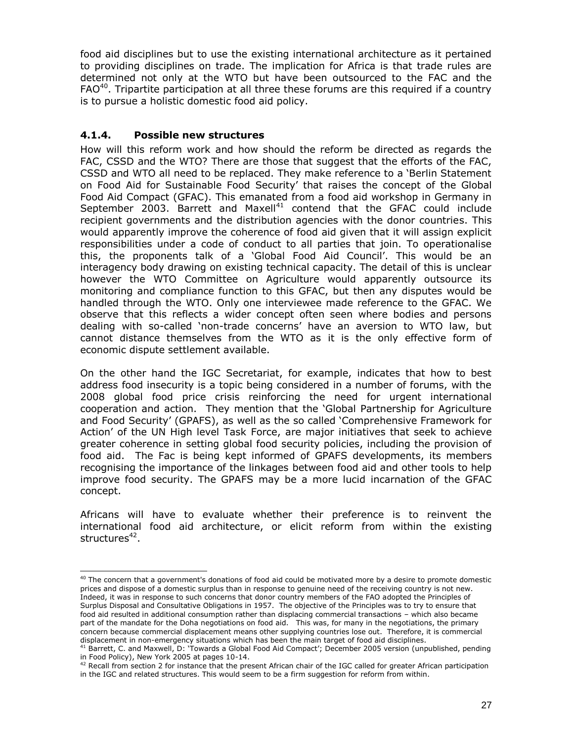food aid disciplines but to use the existing international architecture as it pertained to providing disciplines on trade. The implication for Africa is that trade rules are determined not only at the WTO but have been outsourced to the FAC and the FAO[40]. Tripartite participation at all three these forums are this required if a country is to pursue a holistic domestic food aid policy.

### 4.1.4. Possible new structures

How will this reform work and how should the reform be directed as regards the FAC, CSSD and the WTO? There are those that suggest that the efforts of the FAC, CSSD and WTO all need to be replaced. They make reference to a 'Berlin Statement on Food Aid for Sustainable Food Security' that raises the concept of the Global Food Aid Compact (GFAC). This emanated from a food aid workshop in Germany in September 2003. Barrett and Maxell[41] contend that the GFAC could include recipient governments and the distribution agencies with the donor countries. This would apparently improve the coherence of food aid given that it will assign explicit responsibilities under a code of conduct to all parties that join. To operationalise this, the proponents talk of a 'Global Food Aid Council'. This would be an interagency body drawing on existing technical capacity. The detail of this is unclear however the WTO Committee on Agriculture would apparently outsource its monitoring and compliance function to this GFAC, but then any disputes would be handled through the WTO. Only one interviewee made reference to the GFAC. We observe that this reflects a wider concept often seen where bodies and persons dealing with so-called 'non-trade concerns' have an aversion to WTO law, but cannot distance themselves from the WTO as it is the only effective form of economic dispute settlement available.

On the other hand the IGC Secretariat, for example, indicates that how to best address food insecurity is a topic being considered in a number of forums, with the 2008 global food price crisis reinforcing the need for urgent international cooperation and action. They mention that the 'Global Partnership for Agriculture and Food Security' (GPAFS), as well as the so called 'Comprehensive Framework for Action' of the UN High level Task Force, are major initiatives that seek to achieve greater coherence in setting global food security policies, including the provision of food aid. The Fac is being kept informed of GPAFS developments, its members recognising the importance of the linkages between food aid and other tools to help improve food security. The GPAFS may be a more lucid incarnation of the GFAC concept.

Africans will have to evaluate whether their preference is to reinvent the international food aid architecture, or elicit reform from within the existing structures[42].

---

[40] The concern that a government's donations of food aid could be motivated more by a desire to promote domestic prices and dispose of a domestic surplus than in response to genuine need of the receiving country is not new. Indeed, it was in response to such concerns that donor country members of the FAO adopted the Principles of Surplus Disposal and Consultative Obligations in 1957. The objective of the Principles was to try to ensure that food aid resulted in additional consumption rather than displacing commercial transactions – which also became part of the mandate for the Doha negotiations on food aid. This was, for many in the negotiations, the primary concern because commercial displacement means other supplying countries lose out. Therefore, it is commercial displacement in non-emergency situations which has been the main target of food aid disciplines.

[41] Barrett, C. and Maxwell, D: 'Towards a Global Food Aid Compact'; December 2005 version (unpublished, pending in Food Policy), New York 2005 at pages 10-14.

[42] Recall from section 2 for instance that the present African chair of the IGC called for greater African participation in the IGC and related structures. This would seem to be a firm suggestion for reform from within.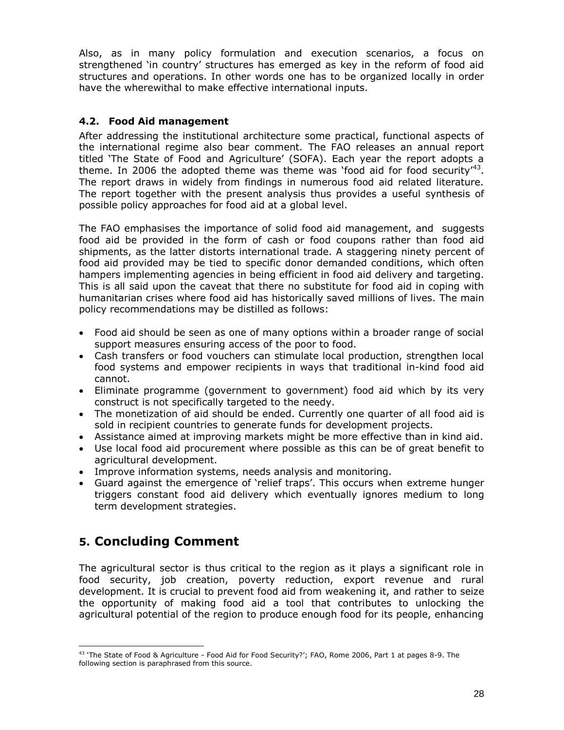Also, as in many policy formulation and execution scenarios, a focus on strengthened 'in country' structures has emerged as key in the reform of food aid structures and operations. In other words one has to be organized locally in order have the wherewithal to make effective international inputs.

### 4.2. Food Aid management

After addressing the institutional architecture some practical, functional aspects of the international regime also bear comment. The FAO releases an annual report titled 'The State of Food and Agriculture' (SOFA). Each year the report adopts a theme. In 2006 the adopted theme was theme was 'food aid for food security'[43]. The report draws in widely from findings in numerous food aid related literature. The report together with the present analysis thus provides a useful synthesis of possible policy approaches for food aid at a global level.

The FAO emphasises the importance of solid food aid management, and suggests food aid be provided in the form of cash or food coupons rather than food aid shipments, as the latter distorts international trade. A staggering ninety percent of food aid provided may be tied to specific donor demanded conditions, which often hampers implementing agencies in being efficient in food aid delivery and targeting. This is all said upon the caveat that there no substitute for food aid in coping with humanitarian crises where food aid has historically saved millions of lives. The main policy recommendations may be distilled as follows:

- Food aid should be seen as one of many options within a broader range of social support measures ensuring access of the poor to food.
- Cash transfers or food vouchers can stimulate local production, strengthen local food systems and empower recipients in ways that traditional in-kind food aid cannot.
- Eliminate programme (government to government) food aid which by its very construct is not specifically targeted to the needy.
- The monetization of aid should be ended. Currently one quarter of all food aid is sold in recipient countries to generate funds for development projects.
- Assistance aimed at improving markets might be more effective than in kind aid.
- Use local food aid procurement where possible as this can be of great benefit to agricultural development.
- Improve information systems, needs analysis and monitoring.
- Guard against the emergence of 'relief traps'. This occurs when extreme hunger triggers constant food aid delivery which eventually ignores medium to long term development strategies.

## 5. Concluding Comment

The agricultural sector is thus critical to the region as it plays a significant role in food security, job creation, poverty reduction, export revenue and rural development. It is crucial to prevent food aid from weakening it, and rather to seize the opportunity of making food aid a tool that contributes to unlocking the agricultural potential of the region to produce enough food for its people, enhancing

---

[43] 'The State of Food & Agriculture - Food Aid for Food Security?'; FAO, Rome 2006, Part 1 at pages 8-9. The following section is paraphrased from this source.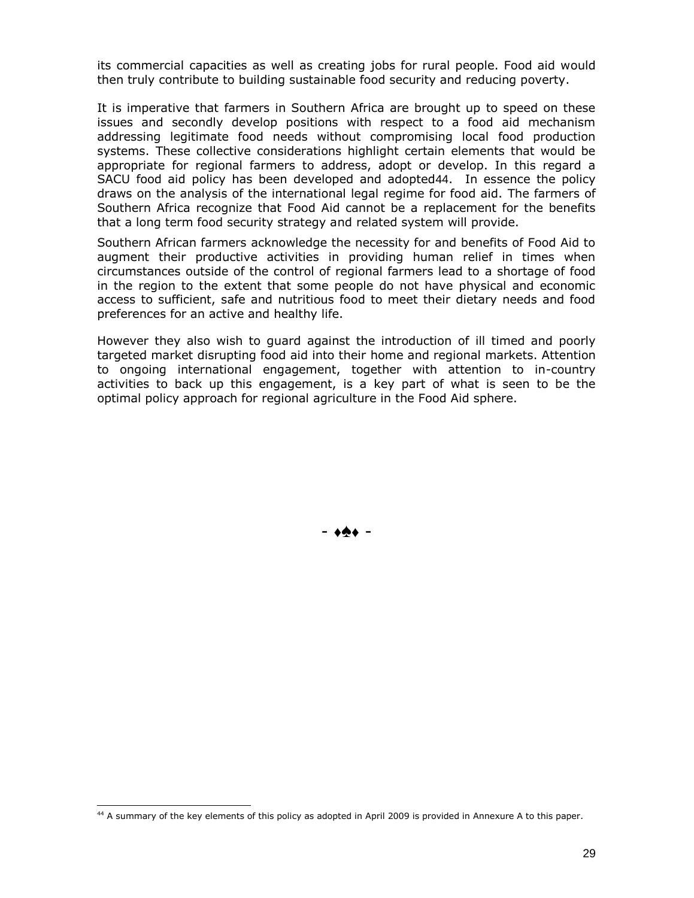its commercial capacities as well as creating jobs for rural people. Food aid would then truly contribute to building sustainable food security and reducing poverty.

It is imperative that farmers in Southern Africa are brought up to speed on these issues and secondly develop positions with respect to a food aid mechanism addressing legitimate food needs without compromising local food production systems. These collective considerations highlight certain elements that would be appropriate for regional farmers to address, adopt or develop. In this regard a SACU food aid policy has been developed and adopted[44]. In essence the policy draws on the analysis of the international legal regime for food aid. The farmers of Southern Africa recognize that Food Aid cannot be a replacement for the benefits that a long term food security strategy and related system will provide.

Southern African farmers acknowledge the necessity for and benefits of Food Aid to augment their productive activities in providing human relief in times when circumstances outside of the control of regional farmers lead to a shortage of food in the region to the extent that some people do not have physical and economic access to sufficient, safe and nutritious food to meet their dietary needs and food preferences for an active and healthy life.

However they also wish to guard against the introduction of ill timed and poorly targeted market disrupting food aid into their home and regional markets. Attention to ongoing international engagement, together with attention to in-country activities to back up this engagement, is a key part of what is seen to be the optimal policy approach for regional agriculture in the Food Aid sphere.

- ♦♠♦ -

[44] A summary of the key elements of this policy as adopted in April 2009 is provided in Annexure A to this paper.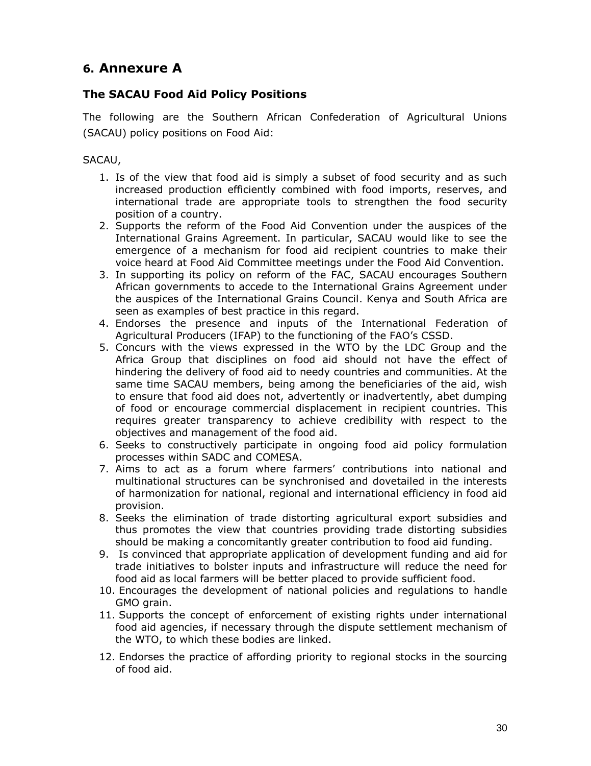## 6. Annexure A

### The SACAU Food Aid Policy Positions

The following are the Southern African Confederation of Agricultural Unions (SACAU) policy positions on Food Aid:

SACAU,

1. Is of the view that food aid is simply a subset of food security and as such increased production efficiently combined with food imports, reserves, and international trade are appropriate tools to strengthen the food security position of a country.
2. Supports the reform of the Food Aid Convention under the auspices of the International Grains Agreement. In particular, SACAU would like to see the emergence of a mechanism for food aid recipient countries to make their voice heard at Food Aid Committee meetings under the Food Aid Convention.
3. In supporting its policy on reform of the FAC, SACAU encourages Southern African governments to accede to the International Grains Agreement under the auspices of the International Grains Council. Kenya and South Africa are seen as examples of best practice in this regard.
4. Endorses the presence and inputs of the International Federation of Agricultural Producers (IFAP) to the functioning of the FAO's CSSD.
5. Concurs with the views expressed in the WTO by the LDC Group and the Africa Group that disciplines on food aid should not have the effect of hindering the delivery of food aid to needy countries and communities. At the same time SACAU members, being among the beneficiaries of the aid, wish to ensure that food aid does not, advertently or inadvertently, abet dumping of food or encourage commercial displacement in recipient countries. This requires greater transparency to achieve credibility with respect to the objectives and management of the food aid.
6. Seeks to constructively participate in ongoing food aid policy formulation processes within SADC and COMESA.
7. Aims to act as a forum where farmers' contributions into national and multinational structures can be synchronised and dovetailed in the interests of harmonization for national, regional and international efficiency in food aid provision.
8. Seeks the elimination of trade distorting agricultural export subsidies and thus promotes the view that countries providing trade distorting subsidies should be making a concomitantly greater contribution to food aid funding.
9. Is convinced that appropriate application of development funding and aid for trade initiatives to bolster inputs and infrastructure will reduce the need for food aid as local farmers will be better placed to provide sufficient food.
10. Encourages the development of national policies and regulations to handle GMO grain.
11. Supports the concept of enforcement of existing rights under international food aid agencies, if necessary through the dispute settlement mechanism of the WTO, to which these bodies are linked.
12. Endorses the practice of affording priority to regional stocks in the sourcing of food aid.